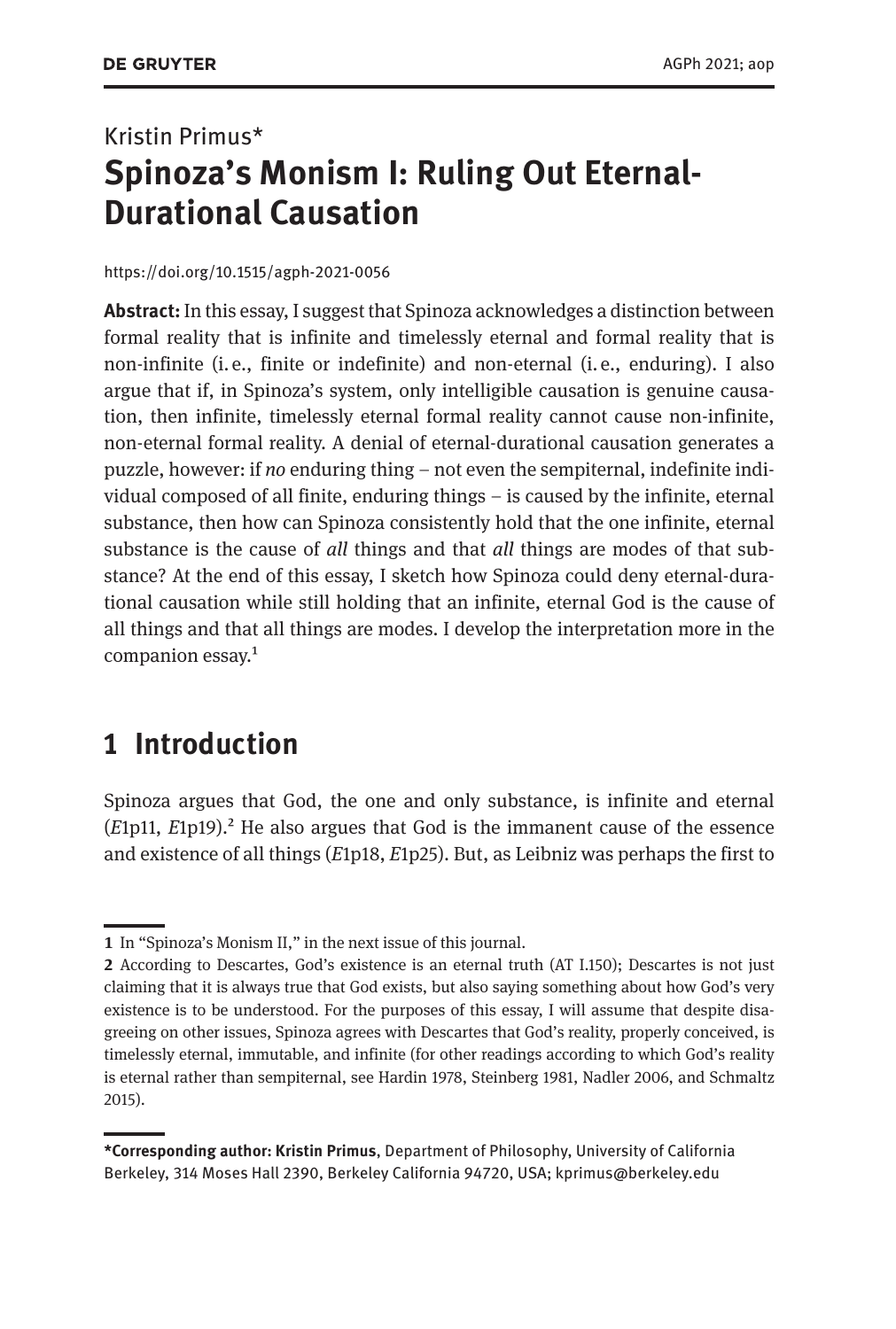Kristin Primus*

# Spinoza's Monism I: Ruling Out Eternal-Durational Causation

https://doi.org/10.1515/agph-2021-0056

**Abstract:** In this essay, I suggest that Spinoza acknowledges a distinction between formal reality that is infinite and timelessly eternal and formal reality that is non-infinite (i. e., finite or indefinite) and non-eternal (i. e., enduring). I also argue that if, in Spinoza's system, only intelligible causation is genuine causation, then infinite, timelessly eternal formal reality cannot cause non-infinite, non-eternal formal reality. A denial of eternal-durational causation generates a puzzle, however: if *no* enduring thing – not even the sempiternal, indefinite individual composed of all finite, enduring things – is caused by the infinite, eternal substance, then how can Spinoza consistently hold that the one infinite, eternal substance is the cause of *all* things and that *all* things are modes of that substance? At the end of this essay, I sketch how Spinoza could deny eternal-durational causation while still holding that an infinite, eternal God is the cause of all things and that all things are modes. I develop the interpretation more in the companion essay.[1]

## 1 Introduction

Spinoza argues that God, the one and only substance, is infinite and eternal (*E*1p11, *E*1p19).[2] He also argues that God is the immanent cause of the essence and existence of all things (*E*1p18, *E*1p25). But, as Leibniz was perhaps the first to

---

1 In "Spinoza's Monism II," in the next issue of this journal.

2 According to Descartes, God's existence is an eternal truth (AT I.150); Descartes is not just claiming that it is always true that God exists, but also saying something about how God's very existence is to be understood. For the purposes of this essay, I will assume that despite disagreeing on other issues, Spinoza agrees with Descartes that God's reality, properly conceived, is timelessly eternal, immutable, and infinite (for other readings according to which God's reality is eternal rather than sempiternal, see Hardin 1978, Steinberg 1981, Nadler 2006, and Schmaltz 2015).

---

***Corresponding author: Kristin Primus**, Department of Philosophy, University of California Berkeley, 314 Moses Hall 2390, Berkeley California 94720, USA; kprimus@berkeley.edu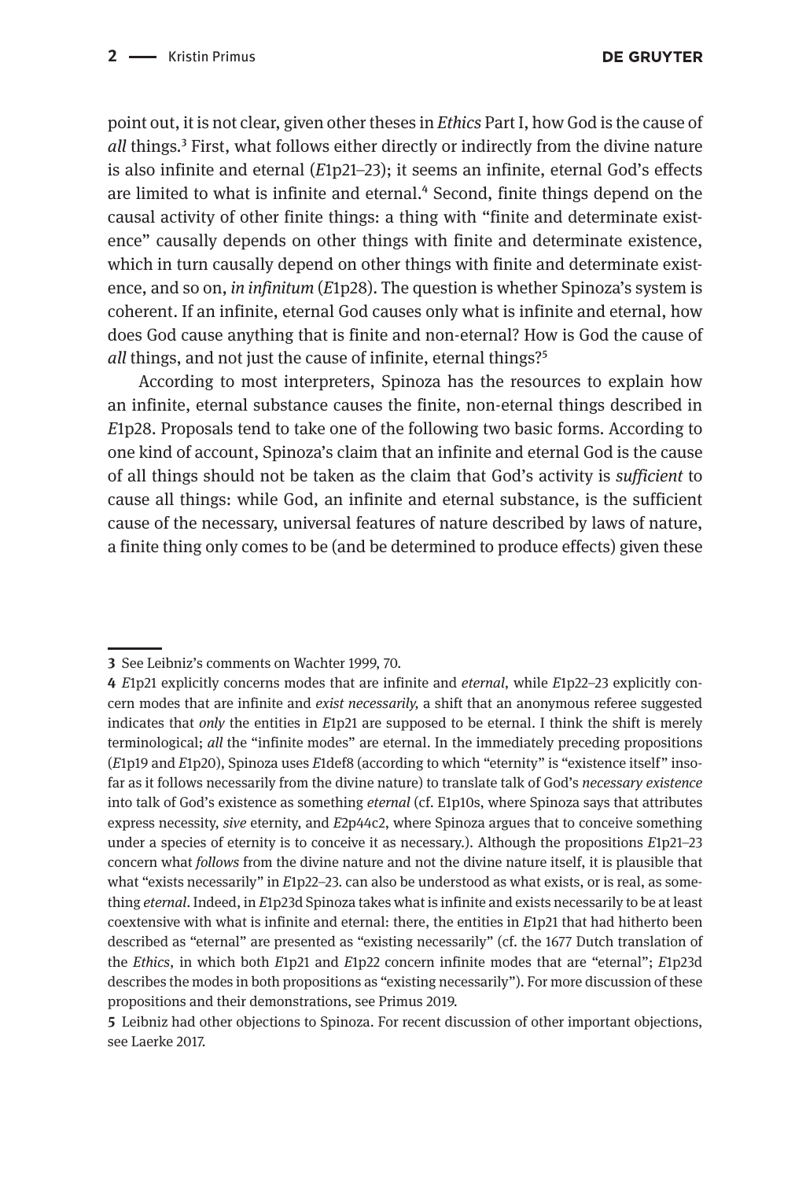point out, it is not clear, given other theses in *Ethics* Part I, how God is the cause of *all* things.[3] First, what follows either directly or indirectly from the divine nature is also infinite and eternal (*E*1p21–23); it seems an infinite, eternal God's effects are limited to what is infinite and eternal.[4] Second, finite things depend on the causal activity of other finite things: a thing with "finite and determinate existence" causally depends on other things with finite and determinate existence, which in turn causally depend on other things with finite and determinate existence, and so on, *in infinitum* (*E*1p28). The question is whether Spinoza's system is coherent. If an infinite, eternal God causes only what is infinite and eternal, how does God cause anything that is finite and non-eternal? How is God the cause of *all* things, and not just the cause of infinite, eternal things?[5]

According to most interpreters, Spinoza has the resources to explain how an infinite, eternal substance causes the finite, non-eternal things described in *E*1p28. Proposals tend to take one of the following two basic forms. According to one kind of account, Spinoza's claim that an infinite and eternal God is the cause of all things should not be taken as the claim that God's activity is *sufficient* to cause all things: while God, an infinite and eternal substance, is the sufficient cause of the necessary, universal features of nature described by laws of nature, a finite thing only comes to be (and be determined to produce effects) given these

---

**3** See Leibniz's comments on Wachter 1999, 70.

**4** *E*1p21 explicitly concerns modes that are infinite and *eternal*, while *E*1p22–23 explicitly concern modes that are infinite and *exist necessarily*, a shift that an anonymous referee suggested indicates that *only* the entities in *E*1p21 are supposed to be eternal. I think the shift is merely terminological; *all* the "infinite modes" are eternal. In the immediately preceding propositions (*E*1p19 and *E*1p20), Spinoza uses *E*1def8 (according to which "eternity" is "existence itself" insofar as it follows necessarily from the divine nature) to translate talk of God's *necessary existence* into talk of God's existence as something *eternal* (cf. E1p10s, where Spinoza says that attributes express necessity, *sive* eternity, and *E*2p44c2, where Spinoza argues that to conceive something under a species of eternity is to conceive it as necessary.). Although the propositions *E*1p21–23 concern what *follows* from the divine nature and not the divine nature itself, it is plausible that what "exists necessarily" in *E*1p22–23. can also be understood as what exists, or is real, as something *eternal*. Indeed, in *E*1p23d Spinoza takes what is infinite and exists necessarily to be at least coextensive with what is infinite and eternal: there, the entities in *E*1p21 that had hitherto been described as "eternal" are presented as "existing necessarily" (cf. the 1677 Dutch translation of the *Ethics*, in which both *E*1p21 and *E*1p22 concern infinite modes that are "eternal"; *E*1p23d describes the modes in both propositions as "existing necessarily"). For more discussion of these propositions and their demonstrations, see Primus 2019.

**5** Leibniz had other objections to Spinoza. For recent discussion of other important objections, see Laerke 2017.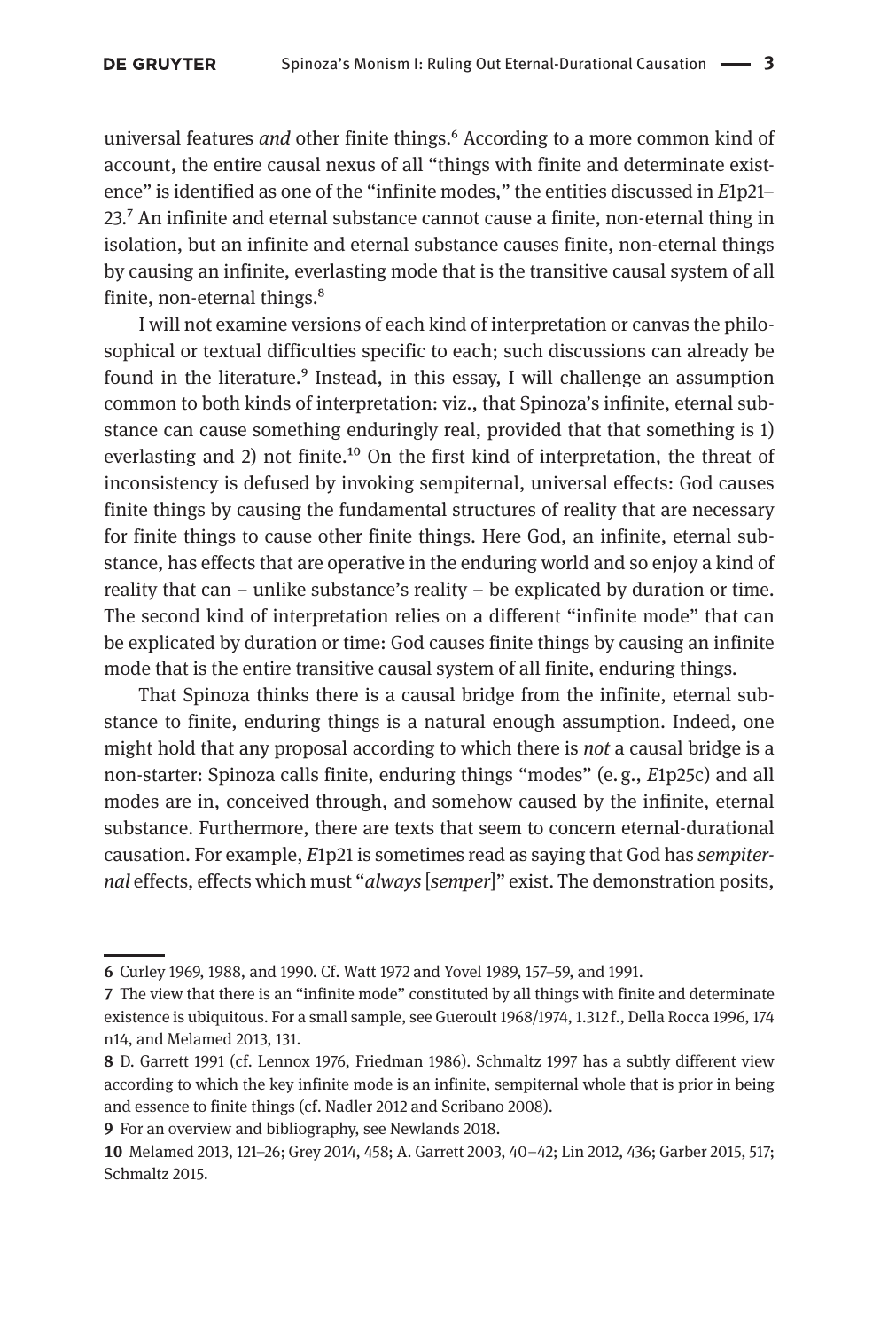universal features *and* other finite things.[6] According to a more common kind of account, the entire causal nexus of all "things with finite and determinate existence" is identified as one of the "infinite modes," the entities discussed in *E*1p21–23.[7] An infinite and eternal substance cannot cause a finite, non-eternal thing in isolation, but an infinite and eternal substance causes finite, non-eternal things by causing an infinite, everlasting mode that is the transitive causal system of all finite, non-eternal things.[8]

I will not examine versions of each kind of interpretation or canvas the philosophical or textual difficulties specific to each; such discussions can already be found in the literature.[9] Instead, in this essay, I will challenge an assumption common to both kinds of interpretation: viz., that Spinoza's infinite, eternal substance can cause something enduringly real, provided that that something is 1) everlasting and 2) not finite.[10] On the first kind of interpretation, the threat of inconsistency is defused by invoking sempiternal, universal effects: God causes finite things by causing the fundamental structures of reality that are necessary for finite things to cause other finite things. Here God, an infinite, eternal substance, has effects that are operative in the enduring world and so enjoy a kind of reality that can – unlike substance's reality – be explicated by duration or time. The second kind of interpretation relies on a different "infinite mode" that can be explicated by duration or time: God causes finite things by causing an infinite mode that is the entire transitive causal system of all finite, enduring things.

That Spinoza thinks there is a causal bridge from the infinite, eternal substance to finite, enduring things is a natural enough assumption. Indeed, one might hold that any proposal according to which there is *not* a causal bridge is a non-starter: Spinoza calls finite, enduring things "modes" (e. g., *E*1p25c) and all modes are in, conceived through, and somehow caused by the infinite, eternal substance. Furthermore, there are texts that seem to concern eternal-durational causation. For example, *E*1p21 is sometimes read as saying that God has *sempiternal* effects, effects which must "*always* [*semper*]" exist. The demonstration posits,

---

**6** Curley 1969, 1988, and 1990. Cf. Watt 1972 and Yovel 1989, 157–59, and 1991.

**7** The view that there is an "infinite mode" constituted by all things with finite and determinate existence is ubiquitous. For a small sample, see Gueroult 1968/1974, 1.312 f., Della Rocca 1996, 174 n14, and Melamed 2013, 131.

**8** D. Garrett 1991 (cf. Lennox 1976, Friedman 1986). Schmaltz 1997 has a subtly different view according to which the key infinite mode is an infinite, sempiternal whole that is prior in being and essence to finite things (cf. Nadler 2012 and Scribano 2008).

**9** For an overview and bibliography, see Newlands 2018.

**10** Melamed 2013, 121–26; Grey 2014, 458; A. Garrett 2003, 40–42; Lin 2012, 436; Garber 2015, 517; Schmaltz 2015.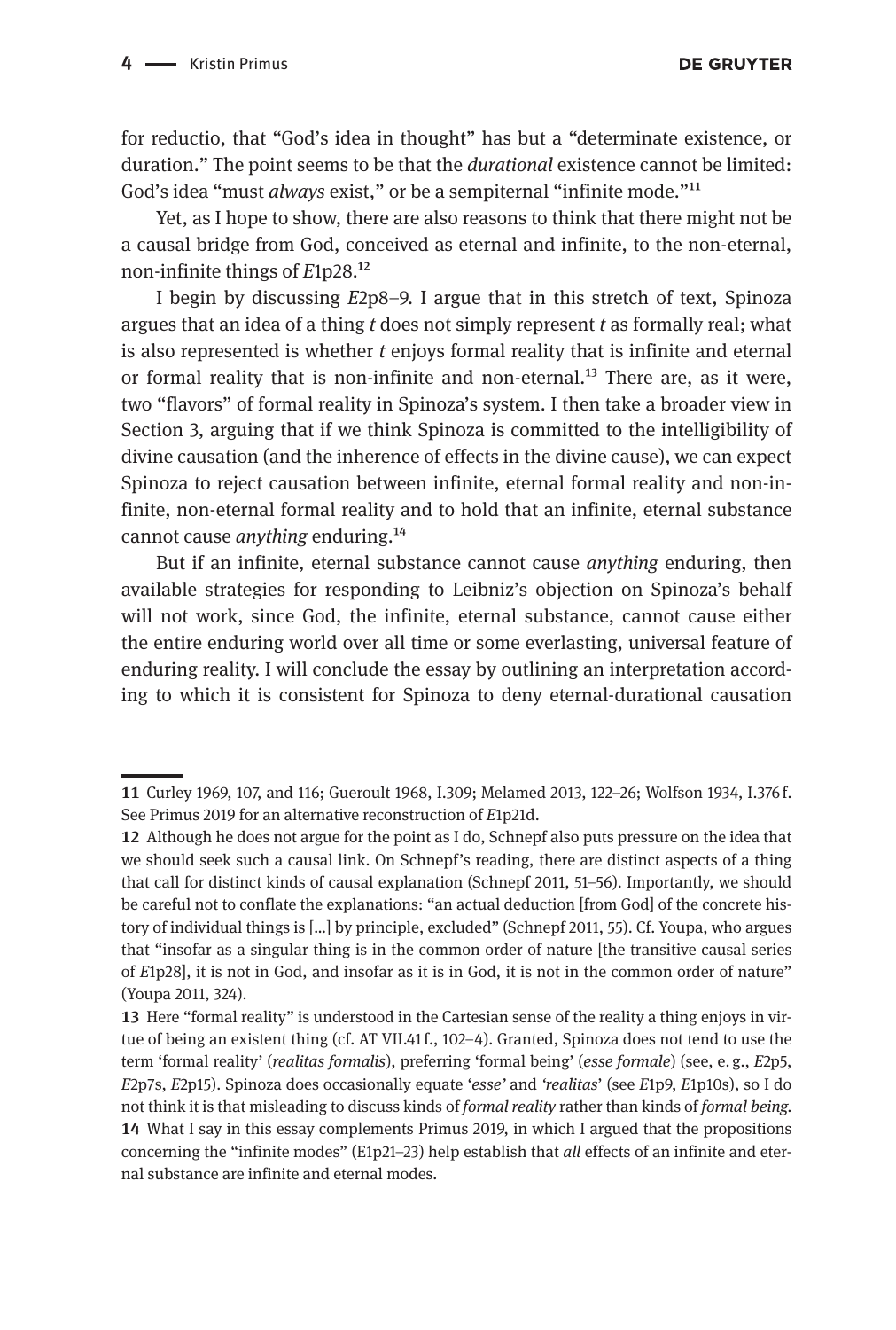for reductio, that "God's idea in thought" has but a "determinate existence, or duration." The point seems to be that the *durational* existence cannot be limited: God's idea "must *always* exist," or be a sempiternal "infinite mode."[11]

Yet, as I hope to show, there are also reasons to think that there might not be a causal bridge from God, conceived as eternal and infinite, to the non-eternal, non-infinite things of *E*1p28.[12]

I begin by discussing *E*2p8–9. I argue that in this stretch of text, Spinoza argues that an idea of a thing *t* does not simply represent *t* as formally real; what is also represented is whether *t* enjoys formal reality that is infinite and eternal or formal reality that is non-infinite and non-eternal.[13] There are, as it were, two "flavors" of formal reality in Spinoza's system. I then take a broader view in Section 3, arguing that if we think Spinoza is committed to the intelligibility of divine causation (and the inherence of effects in the divine cause), we can expect Spinoza to reject causation between infinite, eternal formal reality and non-infinite, non-eternal formal reality and to hold that an infinite, eternal substance cannot cause *anything* enduring.[14]

But if an infinite, eternal substance cannot cause *anything* enduring, then available strategies for responding to Leibniz's objection on Spinoza's behalf will not work, since God, the infinite, eternal substance, cannot cause either the entire enduring world over all time or some everlasting, universal feature of enduring reality. I will conclude the essay by outlining an interpretation according to which it is consistent for Spinoza to deny eternal-durational causation

---

**11** Curley 1969, 107, and 116; Gueroult 1968, I.309; Melamed 2013, 122–26; Wolfson 1934, I.376 f. See Primus 2019 for an alternative reconstruction of *E*1p21d.

**12** Although he does not argue for the point as I do, Schnepf also puts pressure on the idea that we should seek such a causal link. On Schnepf's reading, there are distinct aspects of a thing that call for distinct kinds of causal explanation (Schnepf 2011, 51–56). Importantly, we should be careful not to conflate the explanations: "an actual deduction [from God] of the concrete history of individual things is […] by principle, excluded" (Schnepf 2011, 55). Cf. Youpa, who argues that "insofar as a singular thing is in the common order of nature [the transitive causal series of *E*1p28], it is not in God, and insofar as it is in God, it is not in the common order of nature" (Youpa 2011, 324).

**13** Here "formal reality" is understood in the Cartesian sense of the reality a thing enjoys in virtue of being an existent thing (cf. AT VII.41 f., 102–4). Granted, Spinoza does not tend to use the term 'formal reality' (*realitas formalis*), preferring 'formal being' (*esse formale*) (see, e. g., *E*2p5, *E*2p7s, *E*2p15). Spinoza does occasionally equate '*esse*' and '*realitas*' (see *E*1p9, *E*1p10s), so I do not think it is that misleading to discuss kinds of *formal reality* rather than kinds of *formal being*.

**14** What I say in this essay complements Primus 2019, in which I argued that the propositions concerning the "infinite modes" (E1p21–23) help establish that *all* effects of an infinite and eternal substance are infinite and eternal modes.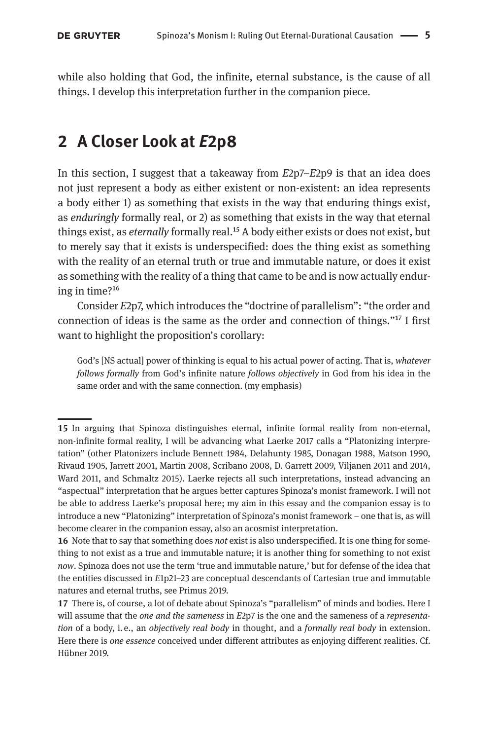while also holding that God, the infinite, eternal substance, is the cause of all things. I develop this interpretation further in the companion piece.

## 2 A Closer Look at *E*2p8

In this section, I suggest that a takeaway from *E*2p7–*E*2p9 is that an idea does not just represent a body as either existent or non-existent: an idea represents a body either 1) as something that exists in the way that enduring things exist, as *enduringly* formally real, or 2) as something that exists in the way that eternal things exist, as *eternally* formally real.[15] A body either exists or does not exist, but to merely say that it exists is underspecified: does the thing exist as something with the reality of an eternal truth or true and immutable nature, or does it exist as something with the reality of a thing that came to be and is now actually enduring in time?[16]

Consider *E*2p7, which introduces the "doctrine of parallelism": "the order and connection of ideas is the same as the order and connection of things."[17] I first want to highlight the proposition's corollary:

> God's [NS actual] power of thinking is equal to his actual power of acting. That is, *whatever follows formally* from God's infinite nature *follows objectively* in God from his idea in the same order and with the same connection. (my emphasis)

---

**15** In arguing that Spinoza distinguishes eternal, infinite formal reality from non-eternal, non-infinite formal reality, I will be advancing what Laerke 2017 calls a "Platonizing interpretation" (other Platonizers include Bennett 1984, Delahunty 1985, Donagan 1988, Matson 1990, Rivaud 1905, Jarrett 2001, Martin 2008, Scribano 2008, D. Garrett 2009, Viljanen 2011 and 2014, Ward 2011, and Schmaltz 2015). Laerke rejects all such interpretations, instead advancing an "aspectual" interpretation that he argues better captures Spinoza's monist framework. I will not be able to address Laerke's proposal here; my aim in this essay and the companion essay is to introduce a new "Platonizing" interpretation of Spinoza's monist framework – one that is, as will become clearer in the companion essay, also an acosmist interpretation.

**16** Note that to say that something does *not* exist is also underspecified. It is one thing for something to not exist as a true and immutable nature; it is another thing for something to not exist *now*. Spinoza does not use the term 'true and immutable nature,' but for defense of the idea that the entities discussed in *E*1p21–23 are conceptual descendants of Cartesian true and immutable natures and eternal truths, see Primus 2019.

**17** There is, of course, a lot of debate about Spinoza's "parallelism" of minds and bodies. Here I will assume that the *one and the sameness* in *E*2p7 is the one and the sameness of a *representation* of a body, i. e., an *objectively real body* in thought, and a *formally real body* in extension. Here there is *one essence* conceived under different attributes as enjoying different realities. Cf. Hübner 2019.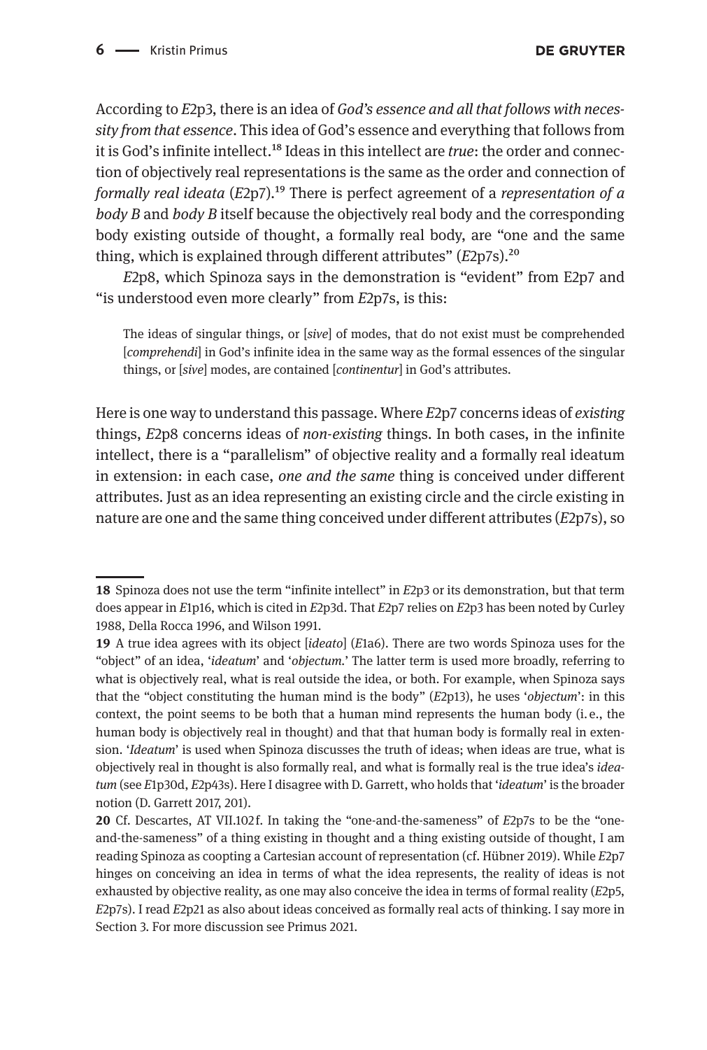According to *E*2p3, there is an idea of *God's essence and all that follows with necessity from that essence*. This idea of God's essence and everything that follows from it is God's infinite intellect.[18] Ideas in this intellect are *true*: the order and connection of objectively real representations is the same as the order and connection of *formally real ideata* (*E*2p7).[19] There is perfect agreement of a *representation of a body B* and *body B* itself because the objectively real body and the corresponding body existing outside of thought, a formally real body, are "one and the same thing, which is explained through different attributes" (*E*2p7s).[20]

*E*2p8, which Spinoza says in the demonstration is "evident" from E2p7 and "is understood even more clearly" from *E*2p7s, is this:

> The ideas of singular things, or [*sive*] of modes, that do not exist must be comprehended [*comprehendi*] in God's infinite idea in the same way as the formal essences of the singular things, or [*sive*] modes, are contained [*continentur*] in God's attributes.

Here is one way to understand this passage. Where *E*2p7 concerns ideas of *existing* things, *E*2p8 concerns ideas of *non-existing* things. In both cases, in the infinite intellect, there is a "parallelism" of objective reality and a formally real ideatum in extension: in each case, *one and the same* thing is conceived under different attributes. Just as an idea representing an existing circle and the circle existing in nature are one and the same thing conceived under different attributes (*E*2p7s), so

---

**18** Spinoza does not use the term "infinite intellect" in *E*2p3 or its demonstration, but that term does appear in *E*1p16, which is cited in *E*2p3d. That *E*2p7 relies on *E*2p3 has been noted by Curley 1988, Della Rocca 1996, and Wilson 1991.

**19** A true idea agrees with its object [*ideato*] (*E*1a6). There are two words Spinoza uses for the "object" of an idea, '*ideatum*' and '*objectum*.' The latter term is used more broadly, referring to what is objectively real, what is real outside the idea, or both. For example, when Spinoza says that the "object constituting the human mind is the body" (*E*2p13), he uses '*objectum*': in this context, the point seems to be both that a human mind represents the human body (i. e., the human body is objectively real in thought) and that that human body is formally real in extension. '*Ideatum*' is used when Spinoza discusses the truth of ideas; when ideas are true, what is objectively real in thought is also formally real, and what is formally real is the true idea's *ideatum* (see *E*1p30d, *E*2p43s). Here I disagree with D. Garrett, who holds that '*ideatum*' is the broader notion (D. Garrett 2017, 201).

**20** Cf. Descartes, AT VII.102f. In taking the "one-and-the-sameness" of *E*2p7s to be the "one-and-the-sameness" of a thing existing in thought and a thing existing outside of thought, I am reading Spinoza as coopting a Cartesian account of representation (cf. Hübner 2019). While *E*2p7 hinges on conceiving an idea in terms of what the idea represents, the reality of ideas is not exhausted by objective reality, as one may also conceive the idea in terms of formal reality (*E*2p5, *E*2p7s). I read *E*2p21 as also about ideas conceived as formally real acts of thinking. I say more in Section 3. For more discussion see Primus 2021.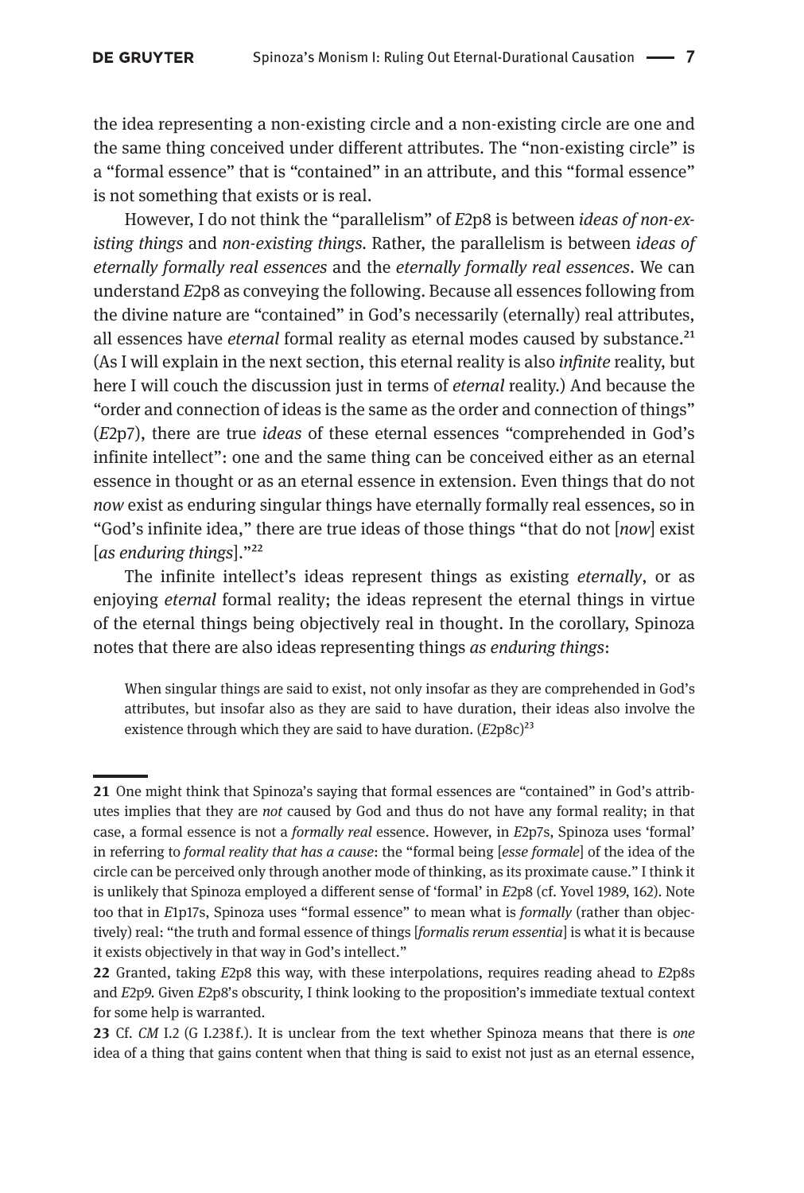the idea representing a non-existing circle and a non-existing circle are one and the same thing conceived under different attributes. The "non-existing circle" is a "formal essence" that is "contained" in an attribute, and this "formal essence" is not something that exists or is real.

However, I do not think the "parallelism" of *E*2p8 is between *ideas of non-existing things* and *non-existing things*. Rather, the parallelism is between *ideas of eternally formally real essences* and the *eternally formally real essences*. We can understand *E*2p8 as conveying the following. Because all essences following from the divine nature are "contained" in God's necessarily (eternally) real attributes, all essences have *eternal* formal reality as eternal modes caused by substance.[21] (As I will explain in the next section, this eternal reality is also *infinite* reality, but here I will couch the discussion just in terms of *eternal* reality.) And because the "order and connection of ideas is the same as the order and connection of things" (*E*2p7), there are true *ideas* of these eternal essences "comprehended in God's infinite intellect": one and the same thing can be conceived either as an eternal essence in thought or as an eternal essence in extension. Even things that do not *now* exist as enduring singular things have eternally formally real essences, so in "God's infinite idea," there are true ideas of those things "that do not [*now*] exist [*as enduring things*]."[22]

The infinite intellect's ideas represent things as existing *eternally*, or as enjoying *eternal* formal reality; the ideas represent the eternal things in virtue of the eternal things being objectively real in thought. In the corollary, Spinoza notes that there are also ideas representing things *as enduring things*:

> When singular things are said to exist, not only insofar as they are comprehended in God's attributes, but insofar also as they are said to have duration, their ideas also involve the existence through which they are said to have duration. (*E*2p8c)[23]

---

**21** One might think that Spinoza's saying that formal essences are "contained" in God's attributes implies that they are *not* caused by God and thus do not have any formal reality; in that case, a formal essence is not a *formally real* essence. However, in *E*2p7s, Spinoza uses 'formal' in referring to *formal reality that has a cause*: the "formal being [*esse formale*] of the idea of the circle can be perceived only through another mode of thinking, as its proximate cause." I think it is unlikely that Spinoza employed a different sense of 'formal' in *E*2p8 (cf. Yovel 1989, 162). Note too that in *E*1p17s, Spinoza uses "formal essence" to mean what is *formally* (rather than objectively) real: "the truth and formal essence of things [*formalis rerum essentia*] is what it is because it exists objectively in that way in God's intellect."

**22** Granted, taking *E*2p8 this way, with these interpolations, requires reading ahead to *E*2p8s and *E*2p9. Given *E*2p8's obscurity, I think looking to the proposition's immediate textual context for some help is warranted.

**23** Cf. *CM* I.2 (G I.238 f.). It is unclear from the text whether Spinoza means that there is *one* idea of a thing that gains content when that thing is said to exist not just as an eternal essence,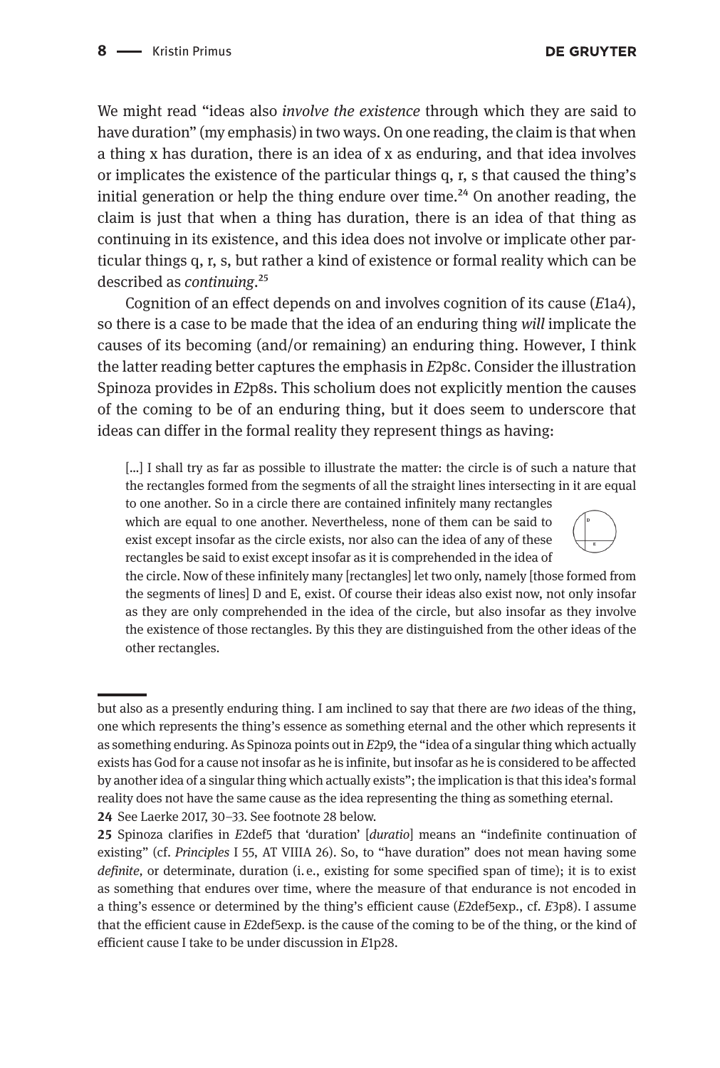We might read "ideas also *involve the existence* through which they are said to have duration" (my emphasis) in two ways. On one reading, the claim is that when a thing x has duration, there is an idea of x as enduring, and that idea involves or implicates the existence of the particular things q, r, s that caused the thing's initial generation or help the thing endure over time.[24] On another reading, the claim is just that when a thing has duration, there is an idea of that thing as continuing in its existence, and this idea does not involve or implicate other particular things q, r, s, but rather a kind of existence or formal reality which can be described as *continuing*.[25]

Cognition of an effect depends on and involves cognition of its cause (*E*1a4), so there is a case to be made that the idea of an enduring thing *will* implicate the causes of its becoming (and/or remaining) an enduring thing. However, I think the latter reading better captures the emphasis in *E*2p8c. Consider the illustration Spinoza provides in *E*2p8s. This scholium does not explicitly mention the causes of the coming to be of an enduring thing, but it does seem to underscore that ideas can differ in the formal reality they represent things as having:

> [...] I shall try as far as possible to illustrate the matter: the circle is of such a nature that the rectangles formed from the segments of all the straight lines intersecting in it are equal to one another. So in a circle there are contained infinitely many rectangles which are equal to one another. Nevertheless, none of them can be said to exist except insofar as the circle exists, nor also can the idea of any of these rectangles be said to exist except insofar as it is comprehended in the idea of the circle. Now of these infinitely many [rectangles] let two only, namely [those formed from the segments of lines] D and E, exist. Of course their ideas also exist now, not only insofar as they are only comprehended in the idea of the circle, but also insofar as they involve the existence of those rectangles. By this they are distinguished from the other ideas of the other rectangles.

---

but also as a presently enduring thing. I am inclined to say that there are *two* ideas of the thing, one which represents the thing's essence as something eternal and the other which represents it as something enduring. As Spinoza points out in *E*2p9, the "idea of a singular thing which actually exists has God for a cause not insofar as he is infinite, but insofar as he is considered to be affected by another idea of a singular thing which actually exists"; the implication is that this idea's formal reality does not have the same cause as the idea representing the thing as something eternal.

24 See Laerke 2017, 30–33. See footnote 28 below.

25 Spinoza clarifies in *E*2def5 that 'duration' [*duratio*] means an "indefinite continuation of existing" (cf. *Principles* I 55, AT VIIIA 26). So, to "have duration" does not mean having some *definite*, or determinate, duration (i. e., existing for some specified span of time); it is to exist as something that endures over time, where the measure of that endurance is not encoded in a thing's essence or determined by the thing's efficient cause (*E*2def5exp., cf. *E*3p8). I assume that the efficient cause in *E*2def5exp. is the cause of the coming to be of the thing, or the kind of efficient cause I take to be under discussion in *E*1p28.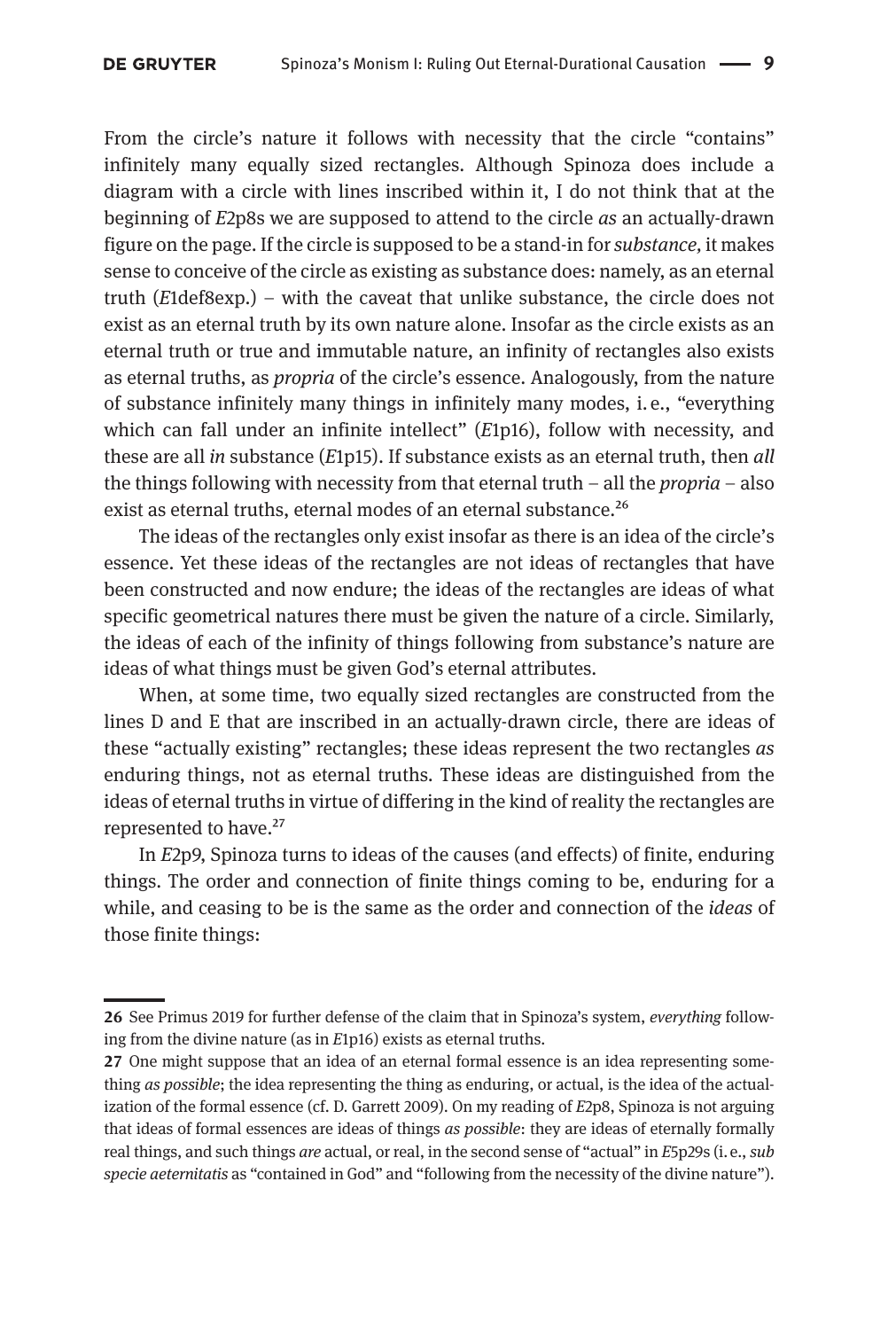From the circle's nature it follows with necessity that the circle "contains" infinitely many equally sized rectangles. Although Spinoza does include a diagram with a circle with lines inscribed within it, I do not think that at the beginning of *E*2p8s we are supposed to attend to the circle *as* an actually-drawn figure on the page. If the circle is supposed to be a stand-in for *substance*, it makes sense to conceive of the circle as existing as substance does: namely, as an eternal truth (*E*1def8exp.) – with the caveat that unlike substance, the circle does not exist as an eternal truth by its own nature alone. Insofar as the circle exists as an eternal truth or true and immutable nature, an infinity of rectangles also exists as eternal truths, as *propria* of the circle's essence. Analogously, from the nature of substance infinitely many things in infinitely many modes, i. e., "everything which can fall under an infinite intellect" (*E*1p16), follow with necessity, and these are all *in* substance (*E*1p15). If substance exists as an eternal truth, then *all* the things following with necessity from that eternal truth – all the *propria* – also exist as eternal truths, eternal modes of an eternal substance.[26]

The ideas of the rectangles only exist insofar as there is an idea of the circle's essence. Yet these ideas of the rectangles are not ideas of rectangles that have been constructed and now endure; the ideas of the rectangles are ideas of what specific geometrical natures there must be given the nature of a circle. Similarly, the ideas of each of the infinity of things following from substance's nature are ideas of what things must be given God's eternal attributes.

When, at some time, two equally sized rectangles are constructed from the lines D and E that are inscribed in an actually-drawn circle, there are ideas of these "actually existing" rectangles; these ideas represent the two rectangles *as* enduring things, not as eternal truths. These ideas are distinguished from the ideas of eternal truths in virtue of differing in the kind of reality the rectangles are represented to have.[27]

In *E*2p9, Spinoza turns to ideas of the causes (and effects) of finite, enduring things. The order and connection of finite things coming to be, enduring for a while, and ceasing to be is the same as the order and connection of the *ideas* of those finite things:

---

**26** See Primus 2019 for further defense of the claim that in Spinoza's system, *everything* following from the divine nature (as in *E*1p16) exists as eternal truths.

**27** One might suppose that an idea of an eternal formal essence is an idea representing something *as possible*; the idea representing the thing as enduring, or actual, is the idea of the actualization of the formal essence (cf. D. Garrett 2009). On my reading of *E*2p8, Spinoza is not arguing that ideas of formal essences are ideas of things *as possible*: they are ideas of eternally formally real things, and such things *are* actual, or real, in the second sense of "actual" in *E*5p29s (i. e., *sub specie aeternitatis* as "contained in God" and "following from the necessity of the divine nature").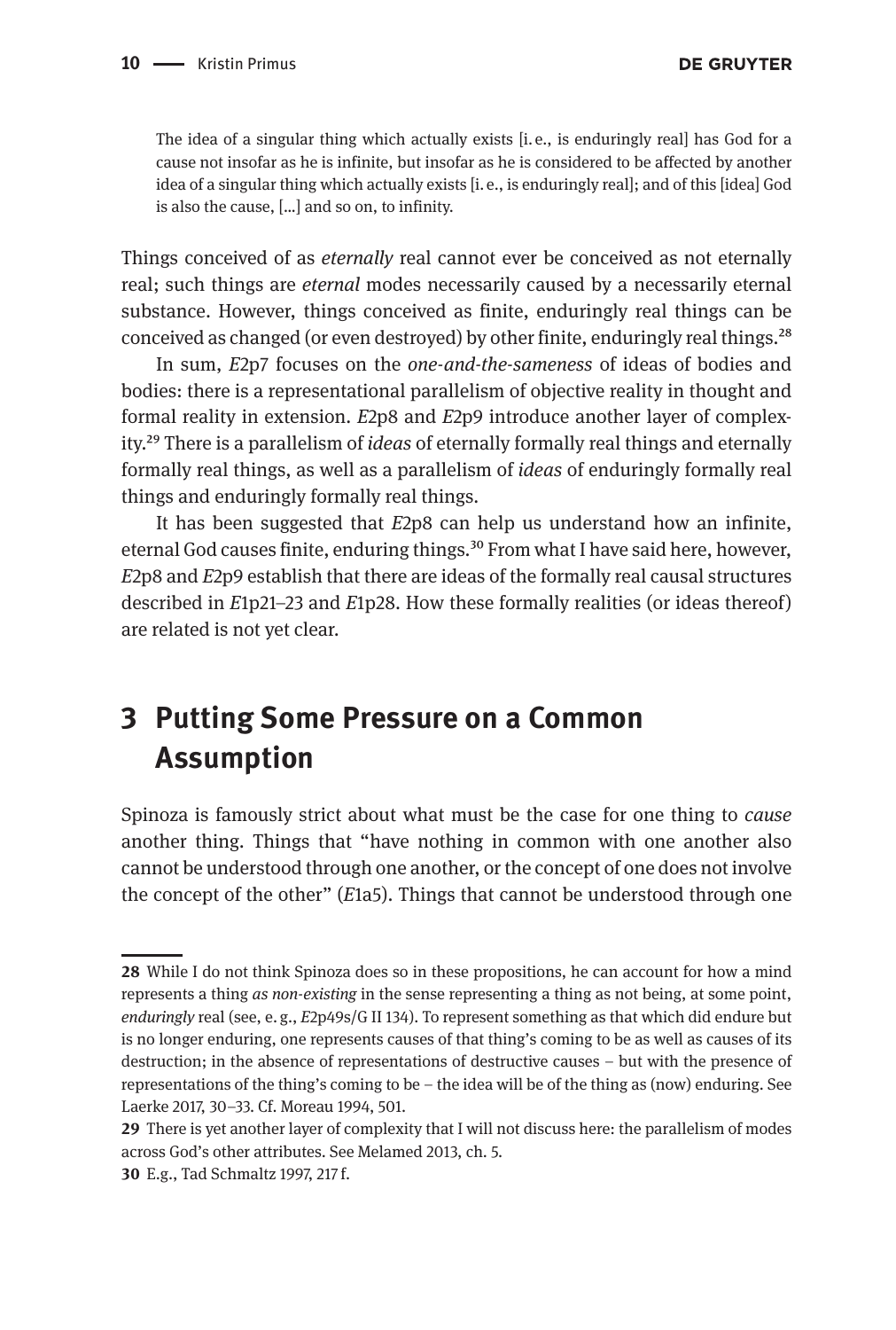> The idea of a singular thing which actually exists [i. e., is enduringly real] has God for a cause not insofar as he is infinite, but insofar as he is considered to be affected by another idea of a singular thing which actually exists [i. e., is enduringly real]; and of this [idea] God is also the cause, […] and so on, to infinity.

Things conceived of as *eternally* real cannot ever be conceived as not eternally real; such things are *eternal* modes necessarily caused by a necessarily eternal substance. However, things conceived as finite, enduringly real things can be conceived as changed (or even destroyed) by other finite, enduringly real things.[28]

In sum, *E*2p7 focuses on the *one-and-the-sameness* of ideas of bodies and bodies: there is a representational parallelism of objective reality in thought and formal reality in extension. *E*2p8 and *E*2p9 introduce another layer of complexity.[29] There is a parallelism of *ideas* of eternally formally real things and eternally formally real things, as well as a parallelism of *ideas* of enduringly formally real things and enduringly formally real things.

It has been suggested that *E*2p8 can help us understand how an infinite, eternal God causes finite, enduring things.[30] From what I have said here, however, *E*2p8 and *E*2p9 establish that there are ideas of the formally real causal structures described in *E*1p21–23 and *E*1p28. How these formally realities (or ideas thereof) are related is not yet clear.

## 3 Putting Some Pressure on a Common Assumption

Spinoza is famously strict about what must be the case for one thing to *cause* another thing. Things that "have nothing in common with one another also cannot be understood through one another, or the concept of one does not involve the concept of the other" (*E*1a5). Things that cannot be understood through one

---

**28** While I do not think Spinoza does so in these propositions, he can account for how a mind represents a thing *as non-existing* in the sense representing a thing as not being, at some point, *enduringly* real (see, e. g., *E*2p49s/G II 134). To represent something as that which did endure but is no longer enduring, one represents causes of that thing's coming to be as well as causes of its destruction; in the absence of representations of destructive causes – but with the presence of representations of the thing's coming to be – the idea will be of the thing as (now) enduring. See Laerke 2017, 30–33. Cf. Moreau 1994, 501.

**29** There is yet another layer of complexity that I will not discuss here: the parallelism of modes across God's other attributes. See Melamed 2013, ch. 5.

**30** E.g., Tad Schmaltz 1997, 217 f.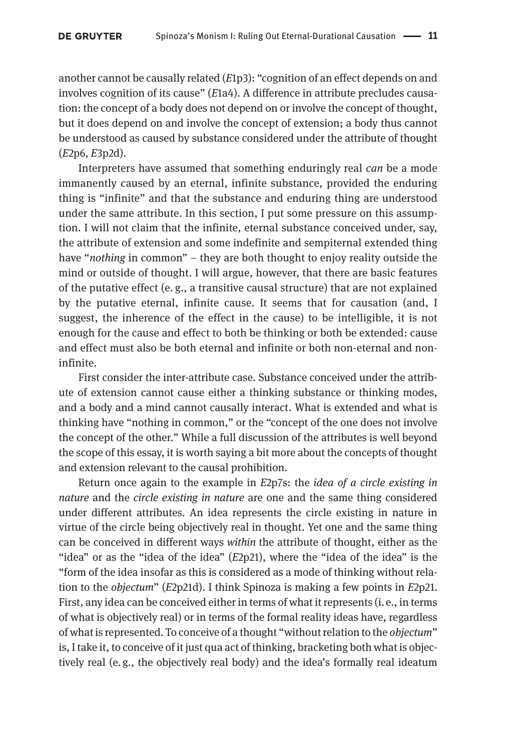another cannot be causally related (*E*1p3): "cognition of an effect depends on and involves cognition of its cause" (*E*1a4). A difference in attribute precludes causation: the concept of a body does not depend on or involve the concept of thought, but it does depend on and involve the concept of extension; a body thus cannot be understood as caused by substance considered under the attribute of thought (*E*2p6, *E*3p2d).

Interpreters have assumed that something enduringly real *can* be a mode immanently caused by an eternal, infinite substance, provided the enduring thing is "infinite" and that the substance and enduring thing are understood under the same attribute. In this section, I put some pressure on this assumption. I will not claim that the infinite, eternal substance conceived under, say, the attribute of extension and some indefinite and sempiternal extended thing have "*nothing* in common" – they are both thought to enjoy reality outside the mind or outside of thought. I will argue, however, that there are basic features of the putative effect (e. g., a transitive causal structure) that are not explained by the putative eternal, infinite cause. It seems that for causation (and, I suggest, the inherence of the effect in the cause) to be intelligible, it is not enough for the cause and effect to both be thinking or both be extended: cause and effect must also be both eternal and infinite or both non-eternal and non-infinite.

First consider the inter-attribute case. Substance conceived under the attribute of extension cannot cause either a thinking substance or thinking modes, and a body and a mind cannot causally interact. What is extended and what is thinking have "nothing in common," or the "concept of the one does not involve the concept of the other." While a full discussion of the attributes is well beyond the scope of this essay, it is worth saying a bit more about the concepts of thought and extension relevant to the causal prohibition.

Return once again to the example in *E*2p7s: the *idea of a circle existing in nature* and the *circle existing in nature* are one and the same thing considered under different attributes. An idea represents the circle existing in nature in virtue of the circle being objectively real in thought. Yet one and the same thing can be conceived in different ways *within* the attribute of thought, either as the "idea" or as the "idea of the idea" (*E*2p21), where the "idea of the idea" is the "form of the idea insofar as this is considered as a mode of thinking without relation to the *objectum*" (*E*2p21d). I think Spinoza is making a few points in *E*2p21. First, any idea can be conceived either in terms of what it represents (i. e., in terms of what is objectively real) or in terms of the formal reality ideas have, regardless of what is represented. To conceive of a thought "without relation to the *objectum*" is, I take it, to conceive of it just qua act of thinking, bracketing both what is objectively real (e. g., the objectively real body) and the idea's formally real ideatum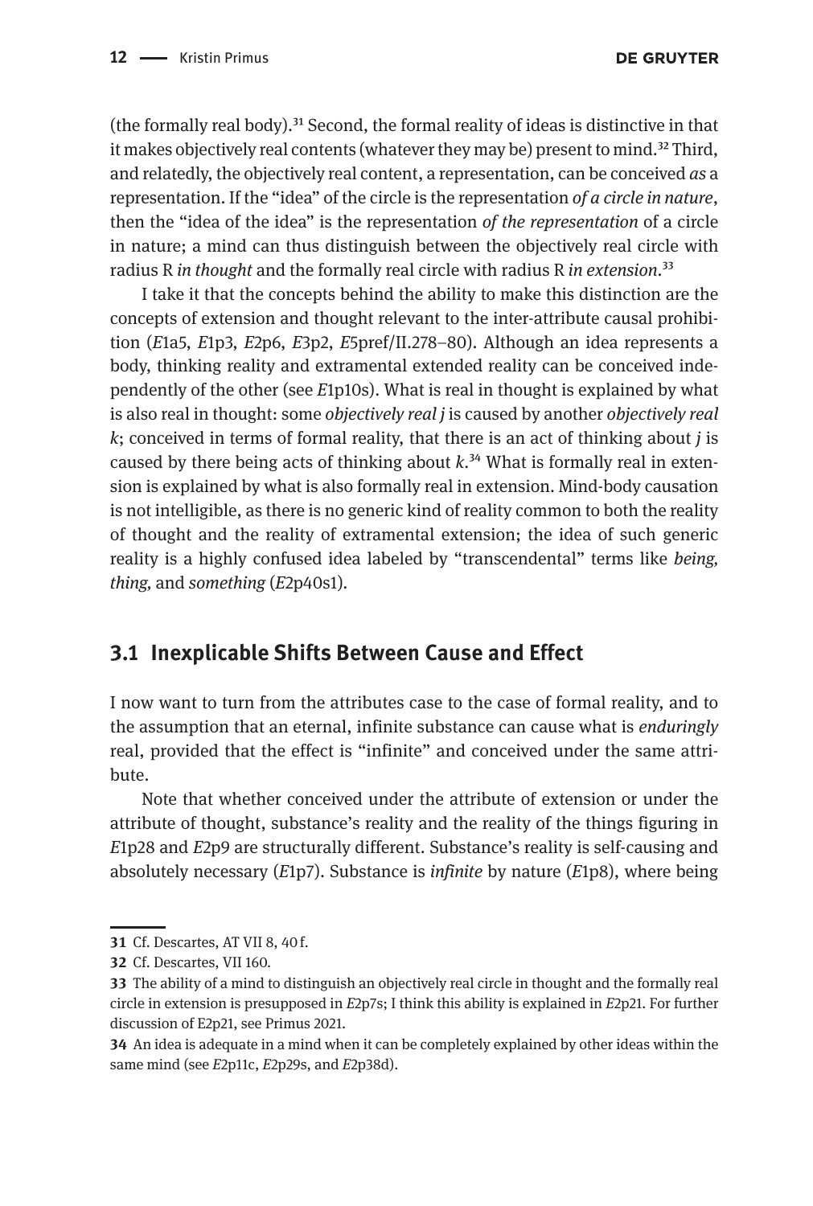(the formally real body).[31] Second, the formal reality of ideas is distinctive in that it makes objectively real contents (whatever they may be) present to mind.[32] Third, and relatedly, the objectively real content, a representation, can be conceived *as* a representation. If the "idea" of the circle is the representation *of a circle in nature*, then the "idea of the idea" is the representation *of the representation* of a circle in nature; a mind can thus distinguish between the objectively real circle with radius R *in thought* and the formally real circle with radius R *in extension*.[33]

I take it that the concepts behind the ability to make this distinction are the concepts of extension and thought relevant to the inter-attribute causal prohibition (*E*1a5, *E*1p3, *E*2p6, *E*3p2, *E*5pref/II.278–80). Although an idea represents a body, thinking reality and extramental extended reality can be conceived independently of the other (see *E*1p10s). What is real in thought is explained by what is also real in thought: some *objectively real j* is caused by another *objectively real k*; conceived in terms of formal reality, that there is an act of thinking about *j* is caused by there being acts of thinking about *k*.[34] What is formally real in extension is explained by what is also formally real in extension. Mind-body causation is not intelligible, as there is no generic kind of reality common to both the reality of thought and the reality of extramental extension; the idea of such generic reality is a highly confused idea labeled by "transcendental" terms like *being, thing,* and *something* (*E*2p40s1).

## 3.1 Inexplicable Shifts Between Cause and Effect

I now want to turn from the attributes case to the case of formal reality, and to the assumption that an eternal, infinite substance can cause what is *enduringly* real, provided that the effect is "infinite" and conceived under the same attribute.

Note that whether conceived under the attribute of extension or under the attribute of thought, substance's reality and the reality of the things figuring in *E*1p28 and *E*2p9 are structurally different. Substance's reality is self-causing and absolutely necessary (*E*1p7). Substance is *infinite* by nature (*E*1p8), where being

---

**31** Cf. Descartes, AT VII 8, 40 f.

**32** Cf. Descartes, VII 160.

**33** The ability of a mind to distinguish an objectively real circle in thought and the formally real circle in extension is presupposed in *E*2p7s; I think this ability is explained in *E*2p21. For further discussion of E2p21, see Primus 2021.

**34** An idea is adequate in a mind when it can be completely explained by other ideas within the same mind (see *E*2p11c, *E*2p29s, and *E*2p38d).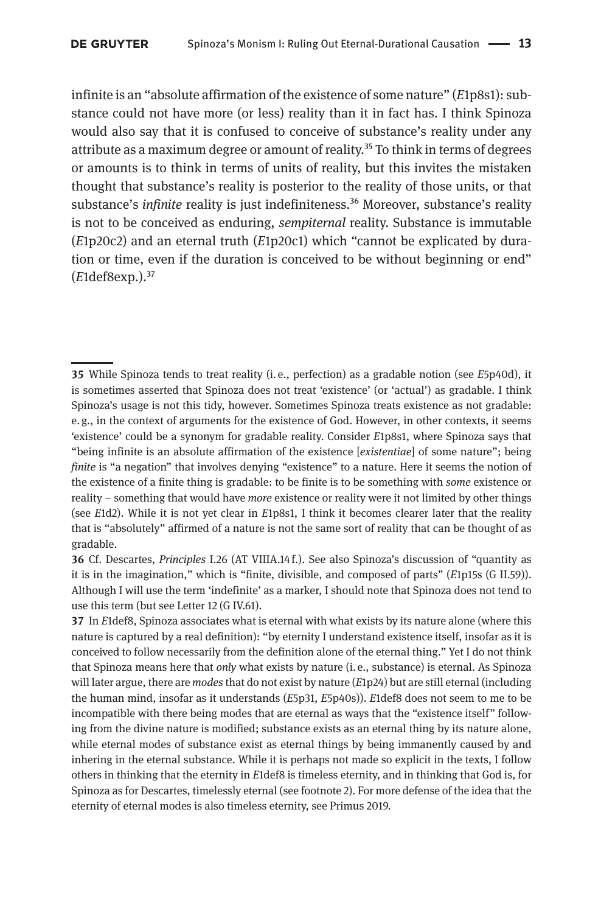infinite is an "absolute affirmation of the existence of some nature" (*E*1p8s1): substance could not have more (or less) reality than it in fact has. I think Spinoza would also say that it is confused to conceive of substance's reality under any attribute as a maximum degree or amount of reality.[35] To think in terms of degrees or amounts is to think in terms of units of reality, but this invites the mistaken thought that substance's reality is posterior to the reality of those units, or that substance's *infinite* reality is just indefiniteness.[36] Moreover, substance's reality is not to be conceived as enduring, *sempiternal* reality. Substance is immutable (*E*1p20c2) and an eternal truth (*E*1p20c1) which "cannot be explicated by duration or time, even if the duration is conceived to be without beginning or end" (*E*1def8exp.).[37]

---

**35** While Spinoza tends to treat reality (i. e., perfection) as a gradable notion (see *E*5p40d), it is sometimes asserted that Spinoza does not treat 'existence' (or 'actual') as gradable. I think Spinoza's usage is not this tidy, however. Sometimes Spinoza treats existence as not gradable: e. g., in the context of arguments for the existence of God. However, in other contexts, it seems 'existence' could be a synonym for gradable reality. Consider *E*1p8s1, where Spinoza says that "being infinite is an absolute affirmation of the existence [*existentiae*] of some nature"; being *finite* is "a negation" that involves denying "existence" to a nature. Here it seems the notion of the existence of a finite thing is gradable: to be finite is to be something with *some* existence or reality – something that would have *more* existence or reality were it not limited by other things (see *E*1d2). While it is not yet clear in *E*1p8s1, I think it becomes clearer later that the reality that is "absolutely" affirmed of a nature is not the same sort of reality that can be thought of as gradable.

**36** Cf. Descartes, *Principles* I.26 (AT VIIIA.14 f.). See also Spinoza's discussion of "quantity as it is in the imagination," which is "finite, divisible, and composed of parts" (*E*1p15s (G II.59)). Although I will use the term 'indefinite' as a marker, I should note that Spinoza does not tend to use this term (but see Letter 12 (G IV.61).

**37** In *E*1def8, Spinoza associates what is eternal with what exists by its nature alone (where this nature is captured by a real definition): "by eternity I understand existence itself, insofar as it is conceived to follow necessarily from the definition alone of the eternal thing." Yet I do not think that Spinoza means here that *only* what exists by nature (i. e., substance) is eternal. As Spinoza will later argue, there are *modes* that do not exist by nature (*E*1p24) but are still eternal (including the human mind, insofar as it understands (*E*5p31, *E*5p40s)). *E*1def8 does not seem to me to be incompatible with there being modes that are eternal as ways that the "existence itself" following from the divine nature is modified; substance exists as an eternal thing by its nature alone, while eternal modes of substance exist as eternal things by being immanently caused by and inhering in the eternal substance. While it is perhaps not made so explicit in the texts, I follow others in thinking that the eternity in *E*1def8 is timeless eternity, and in thinking that God is, for Spinoza as for Descartes, timelessly eternal (see footnote 2). For more defense of the idea that the eternity of eternal modes is also timeless eternity, see Primus 2019.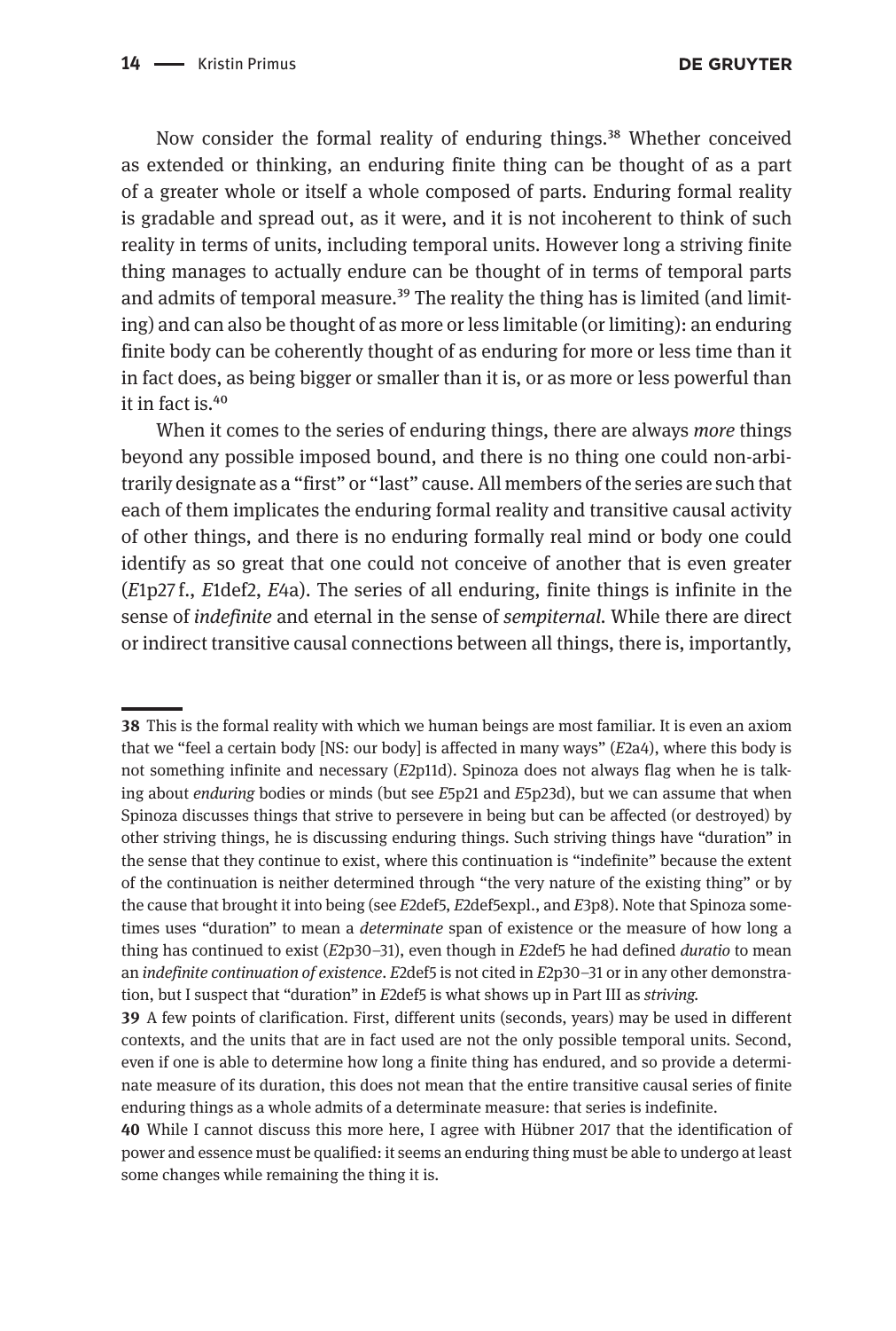Now consider the formal reality of enduring things.[38] Whether conceived as extended or thinking, an enduring finite thing can be thought of as a part of a greater whole or itself a whole composed of parts. Enduring formal reality is gradable and spread out, as it were, and it is not incoherent to think of such reality in terms of units, including temporal units. However long a striving finite thing manages to actually endure can be thought of in terms of temporal parts and admits of temporal measure.[39] The reality the thing has is limited (and limiting) and can also be thought of as more or less limitable (or limiting): an enduring finite body can be coherently thought of as enduring for more or less time than it in fact does, as being bigger or smaller than it is, or as more or less powerful than it in fact is.[40]

When it comes to the series of enduring things, there are always *more* things beyond any possible imposed bound, and there is no thing one could non-arbitrarily designate as a "first" or "last" cause. All members of the series are such that each of them implicates the enduring formal reality and transitive causal activity of other things, and there is no enduring formally real mind or body one could identify as so great that one could not conceive of another that is even greater (*E*1p27 f., *E*1def2, *E*4a). The series of all enduring, finite things is infinite in the sense of *indefinite* and eternal in the sense of *sempiternal*. While there are direct or indirect transitive causal connections between all things, there is, importantly,

---

**38** This is the formal reality with which we human beings are most familiar. It is even an axiom that we "feel a certain body [NS: our body] is affected in many ways" (*E*2a4), where this body is not something infinite and necessary (*E*2p11d). Spinoza does not always flag when he is talking about *enduring* bodies or minds (but see *E*5p21 and *E*5p23d), but we can assume that when Spinoza discusses things that strive to persevere in being but can be affected (or destroyed) by other striving things, he is discussing enduring things. Such striving things have "duration" in the sense that they continue to exist, where this continuation is "indefinite" because the extent of the continuation is neither determined through "the very nature of the existing thing" or by the cause that brought it into being (see *E*2def5, *E*2def5expl., and *E*3p8). Note that Spinoza sometimes uses "duration" to mean a *determinate* span of existence or the measure of how long a thing has continued to exist (*E*2p30–31), even though in *E*2def5 he had defined *duratio* to mean an *indefinite continuation of existence*. *E*2def5 is not cited in *E*2p30–31 or in any other demonstration, but I suspect that "duration" in *E*2def5 is what shows up in Part III as *striving*.

**39** A few points of clarification. First, different units (seconds, years) may be used in different contexts, and the units that are in fact used are not the only possible temporal units. Second, even if one is able to determine how long a finite thing has endured, and so provide a determinate measure of its duration, this does not mean that the entire transitive causal series of finite enduring things as a whole admits of a determinate measure: that series is indefinite.

**40** While I cannot discuss this more here, I agree with Hübner 2017 that the identification of power and essence must be qualified: it seems an enduring thing must be able to undergo at least some changes while remaining the thing it is.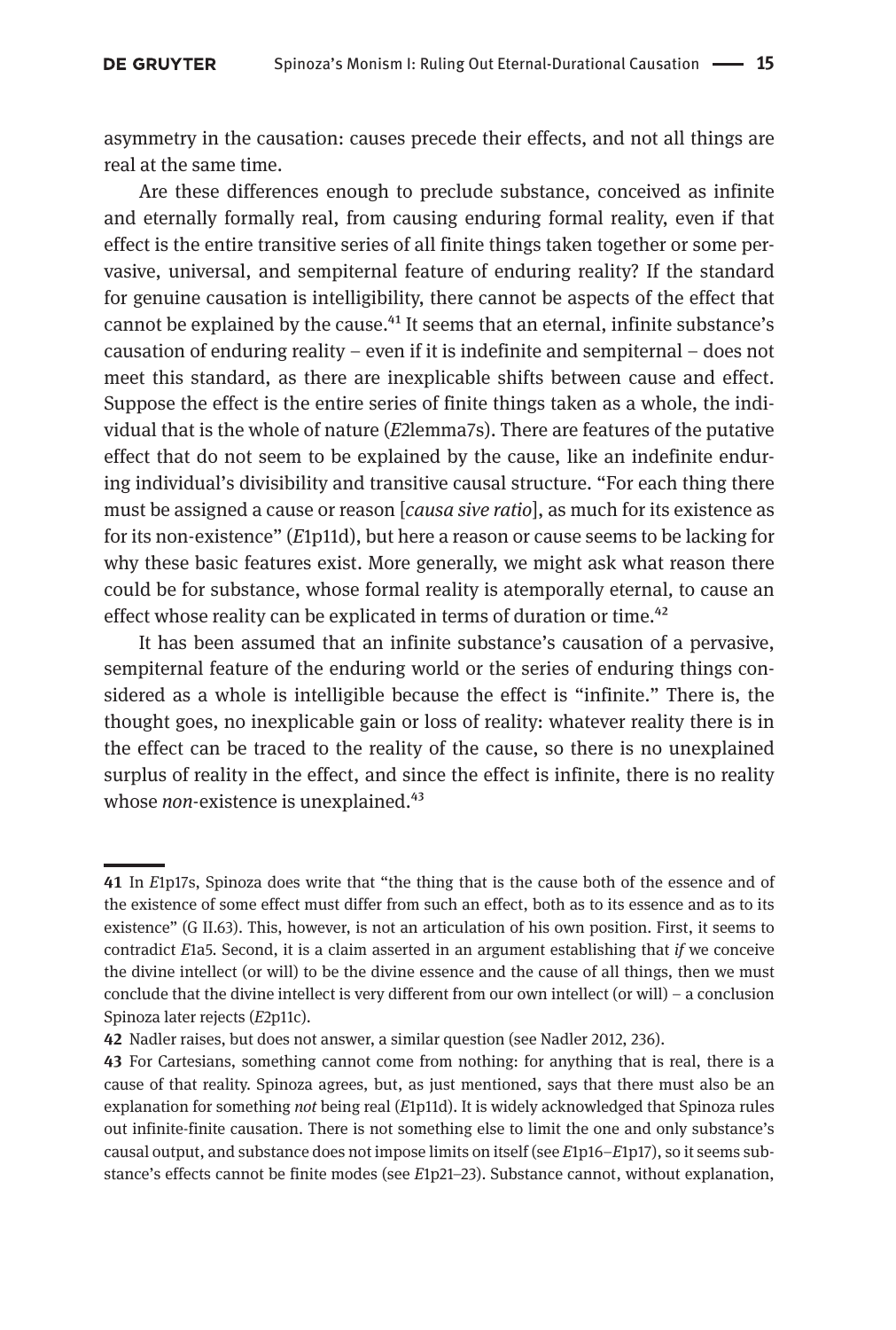asymmetry in the causation: causes precede their effects, and not all things are real at the same time.

Are these differences enough to preclude substance, conceived as infinite and eternally formally real, from causing enduring formal reality, even if that effect is the entire transitive series of all finite things taken together or some pervasive, universal, and sempiternal feature of enduring reality? If the standard for genuine causation is intelligibility, there cannot be aspects of the effect that cannot be explained by the cause.[41] It seems that an eternal, infinite substance's causation of enduring reality – even if it is indefinite and sempiternal – does not meet this standard, as there are inexplicable shifts between cause and effect. Suppose the effect is the entire series of finite things taken as a whole, the individual that is the whole of nature (*E*2lemma7s). There are features of the putative effect that do not seem to be explained by the cause, like an indefinite enduring individual's divisibility and transitive causal structure. "For each thing there must be assigned a cause or reason [*causa sive ratio*], as much for its existence as for its non-existence" (*E*1p11d), but here a reason or cause seems to be lacking for why these basic features exist. More generally, we might ask what reason there could be for substance, whose formal reality is atemporally eternal, to cause an effect whose reality can be explicated in terms of duration or time.[42]

It has been assumed that an infinite substance's causation of a pervasive, sempiternal feature of the enduring world or the series of enduring things considered as a whole is intelligible because the effect is "infinite." There is, the thought goes, no inexplicable gain or loss of reality: whatever reality there is in the effect can be traced to the reality of the cause, so there is no unexplained surplus of reality in the effect, and since the effect is infinite, there is no reality whose *non*-existence is unexplained.[43]

---

**41** In *E*1p17s, Spinoza does write that "the thing that is the cause both of the essence and of the existence of some effect must differ from such an effect, both as to its essence and as to its existence" (G II.63). This, however, is not an articulation of his own position. First, it seems to contradict *E*1a5. Second, it is a claim asserted in an argument establishing that *if* we conceive the divine intellect (or will) to be the divine essence and the cause of all things, then we must conclude that the divine intellect is very different from our own intellect (or will) – a conclusion Spinoza later rejects (*E*2p11c).

**42** Nadler raises, but does not answer, a similar question (see Nadler 2012, 236).

**43** For Cartesians, something cannot come from nothing: for anything that is real, there is a cause of that reality. Spinoza agrees, but, as just mentioned, says that there must also be an explanation for something *not* being real (*E*1p11d). It is widely acknowledged that Spinoza rules out infinite-finite causation. There is not something else to limit the one and only substance's causal output, and substance does not impose limits on itself (see *E*1p16–*E*1p17), so it seems substance's effects cannot be finite modes (see *E*1p21–23). Substance cannot, without explanation,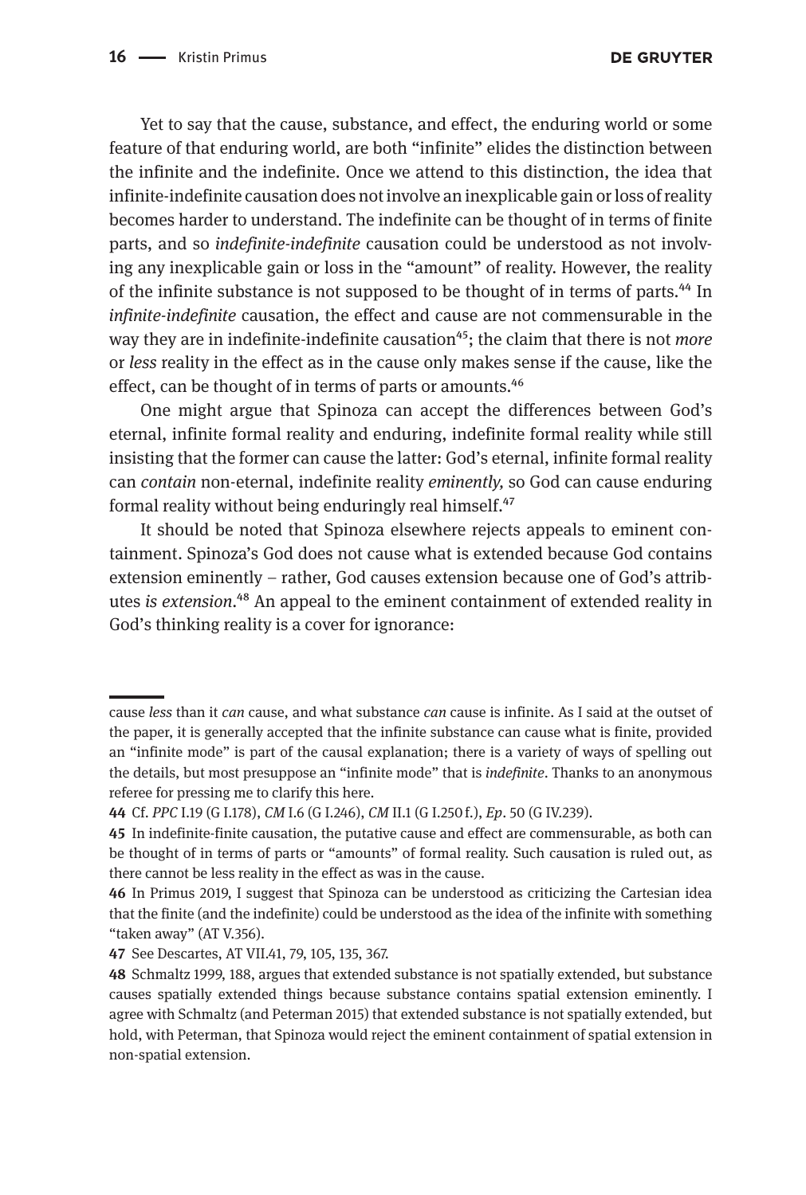Yet to say that the cause, substance, and effect, the enduring world or some feature of that enduring world, are both "infinite" elides the distinction between the infinite and the indefinite. Once we attend to this distinction, the idea that infinite-indefinite causation does not involve an inexplicable gain or loss of reality becomes harder to understand. The indefinite can be thought of in terms of finite parts, and so *indefinite-indefinite* causation could be understood as not involving any inexplicable gain or loss in the "amount" of reality. However, the reality of the infinite substance is not supposed to be thought of in terms of parts.[44] In *infinite-indefinite* causation, the effect and cause are not commensurable in the way they are in indefinite-indefinite causation[45]; the claim that there is not *more* or *less* reality in the effect as in the cause only makes sense if the cause, like the effect, can be thought of in terms of parts or amounts.[46]

One might argue that Spinoza can accept the differences between God's eternal, infinite formal reality and enduring, indefinite formal reality while still insisting that the former can cause the latter: God's eternal, infinite formal reality can *contain* non-eternal, indefinite reality *eminently*, so God can cause enduring formal reality without being enduringly real himself.[47]

It should be noted that Spinoza elsewhere rejects appeals to eminent containment. Spinoza's God does not cause what is extended because God contains extension eminently – rather, God causes extension because one of God's attributes *is extension*.[48] An appeal to the eminent containment of extended reality in God's thinking reality is a cover for ignorance:

---

cause *less* than it *can* cause, and what substance *can* cause is infinite. As I said at the outset of the paper, it is generally accepted that the infinite substance can cause what is finite, provided an "infinite mode" is part of the causal explanation; there is a variety of ways of spelling out the details, but most presuppose an "infinite mode" that is *indefinite*. Thanks to an anonymous referee for pressing me to clarify this here.

**44** Cf. *PPC* I.19 (G I.178), *CM* I.6 (G I.246), *CM* II.1 (G I.250 f.), *Ep*. 50 (G IV.239).

**45** In indefinite-finite causation, the putative cause and effect are commensurable, as both can be thought of in terms of parts or "amounts" of formal reality. Such causation is ruled out, as there cannot be less reality in the effect as was in the cause.

**46** In Primus 2019, I suggest that Spinoza can be understood as criticizing the Cartesian idea that the finite (and the indefinite) could be understood as the idea of the infinite with something "taken away" (AT V.356).

**47** See Descartes, AT VII.41, 79, 105, 135, 367.

**48** Schmaltz 1999, 188, argues that extended substance is not spatially extended, but substance causes spatially extended things because substance contains spatial extension eminently. I agree with Schmaltz (and Peterman 2015) that extended substance is not spatially extended, but hold, with Peterman, that Spinoza would reject the eminent containment of spatial extension in non-spatial extension.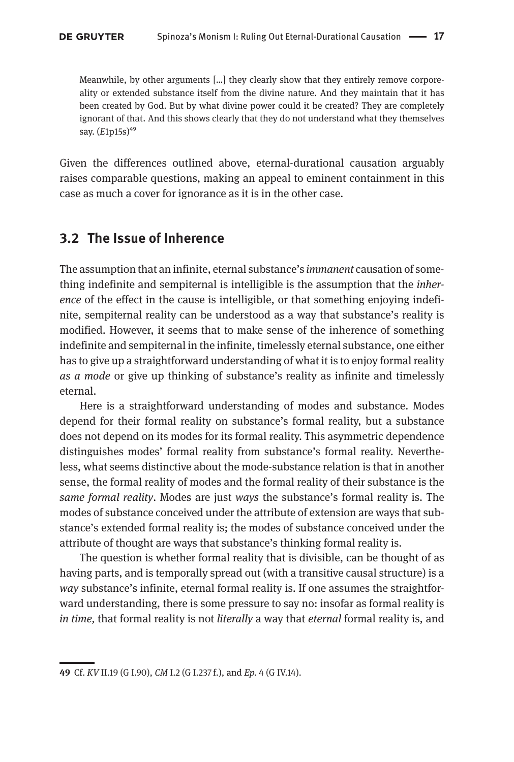> Meanwhile, by other arguments [...] they clearly show that they entirely remove corporeality or extended substance itself from the divine nature. And they maintain that it has been created by God. But by what divine power could it be created? They are completely ignorant of that. And this shows clearly that they do not understand what they themselves say. (*E*1p15s)[49]

Given the differences outlined above, eternal-durational causation arguably raises comparable questions, making an appeal to eminent containment in this case as much a cover for ignorance as it is in the other case.

## 3.2 The Issue of Inherence

The assumption that an infinite, eternal substance's *immanent* causation of something indefinite and sempiternal is intelligible is the assumption that the *inherence* of the effect in the cause is intelligible, or that something enjoying indefinite, sempiternal reality can be understood as a way that substance's reality is modified. However, it seems that to make sense of the inherence of something indefinite and sempiternal in the infinite, timelessly eternal substance, one either has to give up a straightforward understanding of what it is to enjoy formal reality *as a mode* or give up thinking of substance's reality as infinite and timelessly eternal.

Here is a straightforward understanding of modes and substance. Modes depend for their formal reality on substance's formal reality, but a substance does not depend on its modes for its formal reality. This asymmetric dependence distinguishes modes' formal reality from substance's formal reality. Nevertheless, what seems distinctive about the mode-substance relation is that in another sense, the formal reality of modes and the formal reality of their substance is the *same formal reality*. Modes are just *ways* the substance's formal reality is. The modes of substance conceived under the attribute of extension are ways that substance's extended formal reality is; the modes of substance conceived under the attribute of thought are ways that substance's thinking formal reality is.

The question is whether formal reality that is divisible, can be thought of as having parts, and is temporally spread out (with a transitive causal structure) is a *way* substance's infinite, eternal formal reality is. If one assumes the straightforward understanding, there is some pressure to say no: insofar as formal reality is *in time,* that formal reality is not *literally* a way that *eternal* formal reality is, and

---

49 Cf. *KV* II.19 (G I.90), *CM* I.2 (G I.237 f.), and *Ep.* 4 (G IV.14).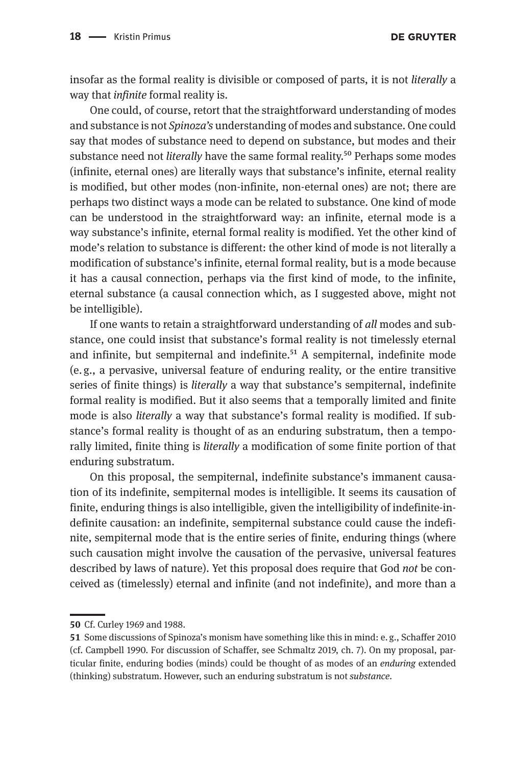insofar as the formal reality is divisible or composed of parts, it is not *literally* a way that *infinite* formal reality is.

One could, of course, retort that the straightforward understanding of modes and substance is not *Spinoza's* understanding of modes and substance. One could say that modes of substance need to depend on substance, but modes and their substance need not *literally* have the same formal reality.[50] Perhaps some modes (infinite, eternal ones) are literally ways that substance's infinite, eternal reality is modified, but other modes (non-infinite, non-eternal ones) are not; there are perhaps two distinct ways a mode can be related to substance. One kind of mode can be understood in the straightforward way: an infinite, eternal mode is a way substance's infinite, eternal formal reality is modified. Yet the other kind of mode's relation to substance is different: the other kind of mode is not literally a modification of substance's infinite, eternal formal reality, but is a mode because it has a causal connection, perhaps via the first kind of mode, to the infinite, eternal substance (a causal connection which, as I suggested above, might not be intelligible).

If one wants to retain a straightforward understanding of *all* modes and substance, one could insist that substance's formal reality is not timelessly eternal and infinite, but sempiternal and indefinite.[51] A sempiternal, indefinite mode (e. g., a pervasive, universal feature of enduring reality, or the entire transitive series of finite things) is *literally* a way that substance's sempiternal, indefinite formal reality is modified. But it also seems that a temporally limited and finite mode is also *literally* a way that substance's formal reality is modified. If substance's formal reality is thought of as an enduring substratum, then a temporally limited, finite thing is *literally* a modification of some finite portion of that enduring substratum.

On this proposal, the sempiternal, indefinite substance's immanent causation of its indefinite, sempiternal modes is intelligible. It seems its causation of finite, enduring things is also intelligible, given the intelligibility of indefinite-indefinite causation: an indefinite, sempiternal substance could cause the indefinite, sempiternal mode that is the entire series of finite, enduring things (where such causation might involve the causation of the pervasive, universal features described by laws of nature). Yet this proposal does require that God *not* be conceived as (timelessly) eternal and infinite (and not indefinite), and more than a

---

**50** Cf. Curley 1969 and 1988.

**51** Some discussions of Spinoza's monism have something like this in mind: e. g., Schaffer 2010 (cf. Campbell 1990. For discussion of Schaffer, see Schmaltz 2019, ch. 7). On my proposal, particular finite, enduring bodies (minds) could be thought of as modes of an *enduring* extended (thinking) substratum. However, such an enduring substratum is not *substance*.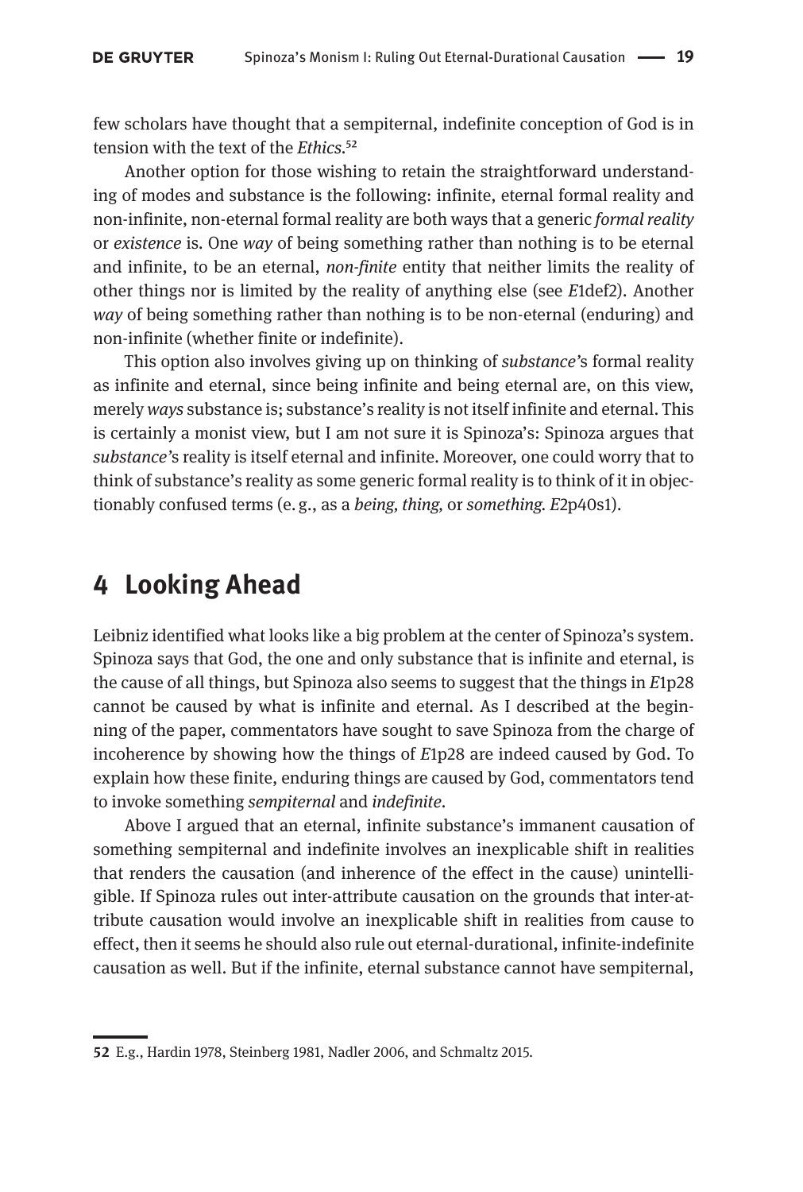few scholars have thought that a sempiternal, indefinite conception of God is in tension with the text of the *Ethics*.[52]

Another option for those wishing to retain the straightforward understanding of modes and substance is the following: infinite, eternal formal reality and non-infinite, non-eternal formal reality are both ways that a generic *formal reality* or *existence* is. One *way* of being something rather than nothing is to be eternal and infinite, to be an eternal, *non-finite* entity that neither limits the reality of other things nor is limited by the reality of anything else (see *E*1def2). Another *way* of being something rather than nothing is to be non-eternal (enduring) and non-infinite (whether finite or indefinite).

This option also involves giving up on thinking of *substance*'s formal reality as infinite and eternal, since being infinite and being eternal are, on this view, merely *ways* substance is; substance's reality is not itself infinite and eternal. This is certainly a monist view, but I am not sure it is Spinoza's: Spinoza argues that *substance*'s reality is itself eternal and infinite. Moreover, one could worry that to think of substance's reality as some generic formal reality is to think of it in objectionably confused terms (e. g., as a *being, thing,* or *something. E*2p40s1).

## 4 Looking Ahead

Leibniz identified what looks like a big problem at the center of Spinoza's system. Spinoza says that God, the one and only substance that is infinite and eternal, is the cause of all things, but Spinoza also seems to suggest that the things in *E*1p28 cannot be caused by what is infinite and eternal. As I described at the beginning of the paper, commentators have sought to save Spinoza from the charge of incoherence by showing how the things of *E*1p28 are indeed caused by God. To explain how these finite, enduring things are caused by God, commentators tend to invoke something *sempiternal* and *indefinite*.

Above I argued that an eternal, infinite substance's immanent causation of something sempiternal and indefinite involves an inexplicable shift in realities that renders the causation (and inherence of the effect in the cause) unintelligible. If Spinoza rules out inter-attribute causation on the grounds that inter-attribute causation would involve an inexplicable shift in realities from cause to effect, then it seems he should also rule out eternal-durational, infinite-indefinite causation as well. But if the infinite, eternal substance cannot have sempiternal,

---

52 E.g., Hardin 1978, Steinberg 1981, Nadler 2006, and Schmaltz 2015.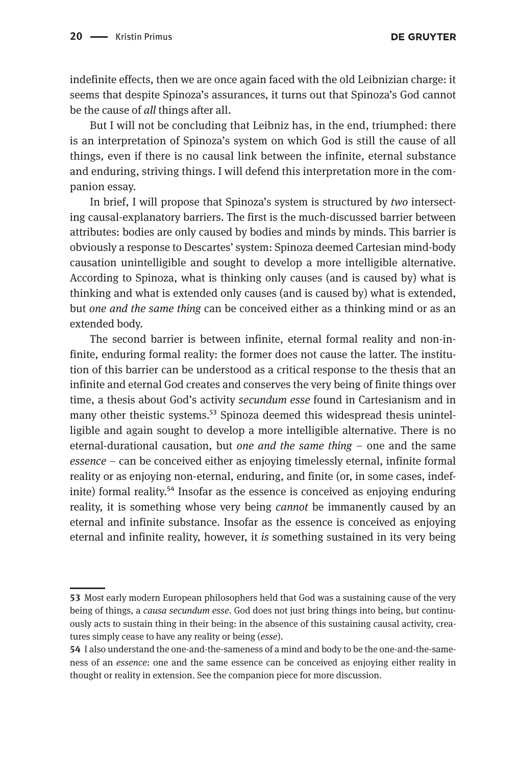indefinite effects, then we are once again faced with the old Leibnizian charge: it seems that despite Spinoza's assurances, it turns out that Spinoza's God cannot be the cause of *all* things after all.

But I will not be concluding that Leibniz has, in the end, triumphed: there is an interpretation of Spinoza's system on which God is still the cause of all things, even if there is no causal link between the infinite, eternal substance and enduring, striving things. I will defend this interpretation more in the companion essay.

In brief, I will propose that Spinoza's system is structured by *two* intersecting causal-explanatory barriers. The first is the much-discussed barrier between attributes: bodies are only caused by bodies and minds by minds. This barrier is obviously a response to Descartes' system: Spinoza deemed Cartesian mind-body causation unintelligible and sought to develop a more intelligible alternative. According to Spinoza, what is thinking only causes (and is caused by) what is thinking and what is extended only causes (and is caused by) what is extended, but *one and the same thing* can be conceived either as a thinking mind or as an extended body.

The second barrier is between infinite, eternal formal reality and non-infinite, enduring formal reality: the former does not cause the latter. The institution of this barrier can be understood as a critical response to the thesis that an infinite and eternal God creates and conserves the very being of finite things over time, a thesis about God's activity *secundum esse* found in Cartesianism and in many other theistic systems.[53] Spinoza deemed this widespread thesis unintelligible and again sought to develop a more intelligible alternative. There is no eternal-durational causation, but *one and the same thing* – one and the same *essence* – can be conceived either as enjoying timelessly eternal, infinite formal reality or as enjoying non-eternal, enduring, and finite (or, in some cases, indefinite) formal reality.[54] Insofar as the essence is conceived as enjoying enduring reality, it is something whose very being *cannot* be immanently caused by an eternal and infinite substance. Insofar as the essence is conceived as enjoying eternal and infinite reality, however, it *is* something sustained in its very being

---

**53** Most early modern European philosophers held that God was a sustaining cause of the very being of things, a *causa secundum esse*. God does not just bring things into being, but continuously acts to sustain thing in their being: in the absence of this sustaining causal activity, creatures simply cease to have any reality or being (*esse*).

**54** I also understand the one-and-the-sameness of a mind and body to be the one-and-the-sameness of an *essence*: one and the same essence can be conceived as enjoying either reality in thought or reality in extension. See the companion piece for more discussion.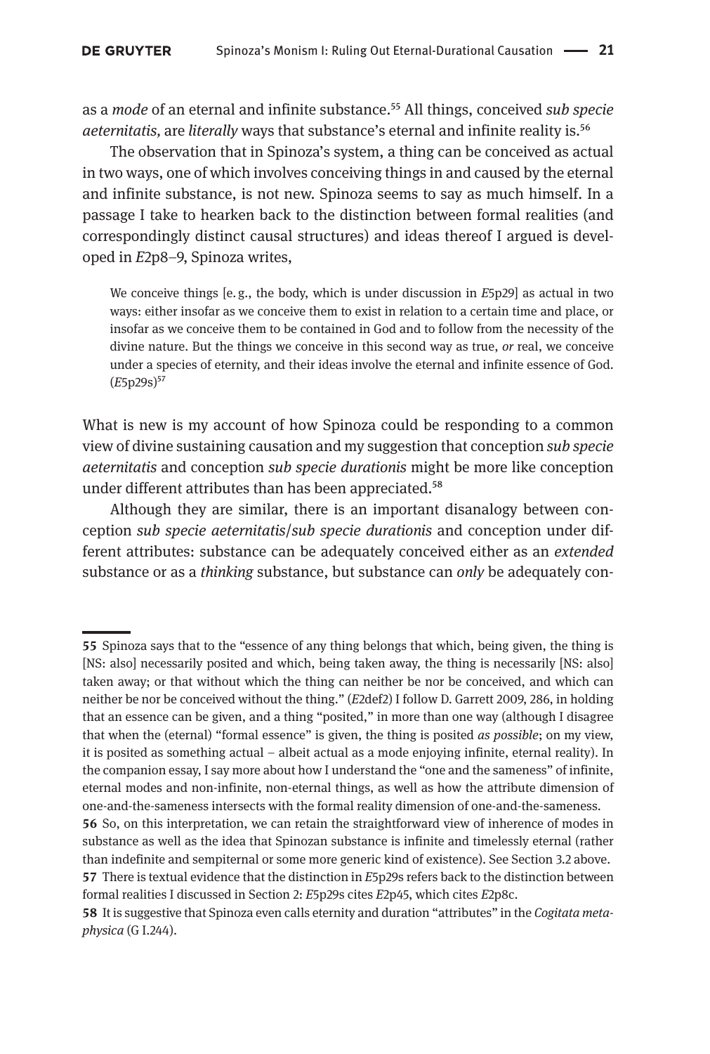as a *mode* of an eternal and infinite substance.[55] All things, conceived *sub specie aeternitatis*, are *literally* ways that substance's eternal and infinite reality is.[56]

The observation that in Spinoza's system, a thing can be conceived as actual in two ways, one of which involves conceiving things in and caused by the eternal and infinite substance, is not new. Spinoza seems to say as much himself. In a passage I take to hearken back to the distinction between formal realities (and correspondingly distinct causal structures) and ideas thereof I argued is developed in *E*2p8–9, Spinoza writes,

> We conceive things [e. g., the body, which is under discussion in *E*5p29] as actual in two ways: either insofar as we conceive them to exist in relation to a certain time and place, or insofar as we conceive them to be contained in God and to follow from the necessity of the divine nature. But the things we conceive in this second way as true, *or* real, we conceive under a species of eternity, and their ideas involve the eternal and infinite essence of God. (*E*5p29s)[57]

What is new is my account of how Spinoza could be responding to a common view of divine sustaining causation and my suggestion that conception *sub specie aeternitatis* and conception *sub specie durationis* might be more like conception under different attributes than has been appreciated.[58]

Although they are similar, there is an important disanalogy between conception *sub specie aeternitatis*/*sub specie durationis* and conception under different attributes: substance can be adequately conceived either as an *extended* substance or as a *thinking* substance, but substance can *only* be adequately con-

---

**55** Spinoza says that to the "essence of any thing belongs that which, being given, the thing is [NS: also] necessarily posited and which, being taken away, the thing is necessarily [NS: also] taken away; or that without which the thing can neither be nor be conceived, and which can neither be nor be conceived without the thing." (*E*2def2) I follow D. Garrett 2009, 286, in holding that an essence can be given, and a thing "posited," in more than one way (although I disagree that when the (eternal) "formal essence" is given, the thing is posited *as possible*; on my view, it is posited as something actual – albeit actual as a mode enjoying infinite, eternal reality). In the companion essay, I say more about how I understand the "one and the sameness" of infinite, eternal modes and non-infinite, non-eternal things, as well as how the attribute dimension of one-and-the-sameness intersects with the formal reality dimension of one-and-the-sameness.

**56** So, on this interpretation, we can retain the straightforward view of inherence of modes in substance as well as the idea that Spinozan substance is infinite and timelessly eternal (rather than indefinite and sempiternal or some more generic kind of existence). See Section 3.2 above.

**57** There is textual evidence that the distinction in *E*5p29s refers back to the distinction between formal realities I discussed in Section 2: *E*5p29s cites *E*2p45, which cites *E*2p8c.

**58** It is suggestive that Spinoza even calls eternity and duration "attributes" in the *Cogitata metaphysica* (G I.244).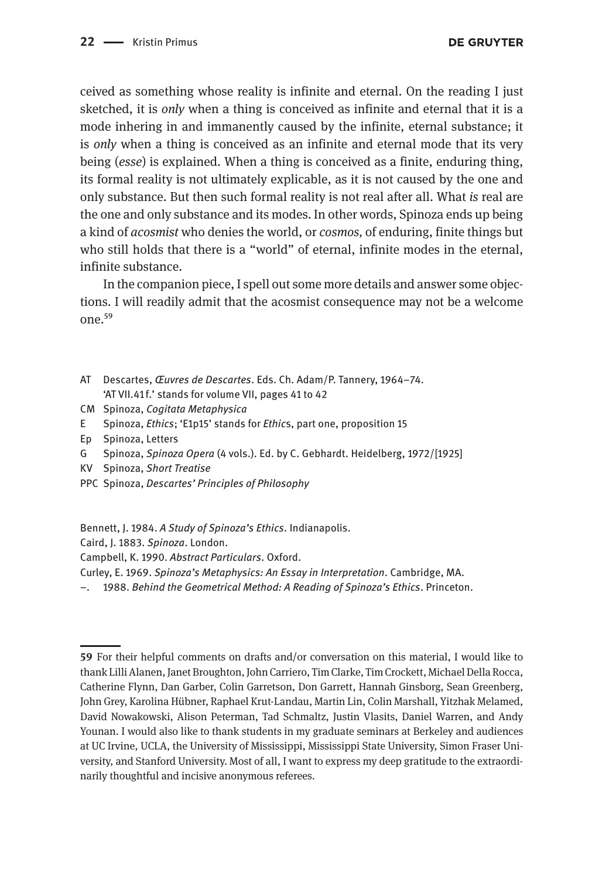ceived as something whose reality is infinite and eternal. On the reading I just sketched, it is *only* when a thing is conceived as infinite and eternal that it is a mode inhering in and immanently caused by the infinite, eternal substance; it is *only* when a thing is conceived as an infinite and eternal mode that its very being (*esse*) is explained. When a thing is conceived as a finite, enduring thing, its formal reality is not ultimately explicable, as it is not caused by the one and only substance. But then such formal reality is not real after all. What *is* real are the one and only substance and its modes. In other words, Spinoza ends up being a kind of *acosmist* who denies the world, or *cosmos,* of enduring, finite things but who still holds that there is a "world" of eternal, infinite modes in the eternal, infinite substance.

In the companion piece, I spell out some more details and answer some objections. I will readily admit that the acosmist consequence may not be a welcome one.[59]

AT Descartes, *Œuvres de Descartes*. Eds. Ch. Adam/P. Tannery, 1964–74. 'AT VII.41 f.' stands for volume VII, pages 41 to 42

CM Spinoza, *Cogitata Metaphysica*

E Spinoza, *Ethics*; 'E1p15' stands for *Ethic*s, part one, proposition 15

Ep Spinoza, Letters

G Spinoza, *Spinoza Opera* (4 vols.). Ed. by C. Gebhardt. Heidelberg, 1972/[1925]

KV Spinoza, *Short Treatise*

PPC Spinoza, *Descartes' Principles of Philosophy*

Bennett, J. 1984. *A Study of Spinoza's Ethics*. Indianapolis.

Caird, J. 1883. *Spinoza*. London.

Campbell, K. 1990. *Abstract Particulars*. Oxford.

Curley, E. 1969. *Spinoza's Metaphysics: An Essay in Interpretation*. Cambridge, MA.

–. 1988. *Behind the Geometrical Method: A Reading of Spinoza's Ethics*. Princeton.

---

59 For their helpful comments on drafts and/or conversation on this material, I would like to thank Lilli Alanen, Janet Broughton, John Carriero, Tim Clarke, Tim Crockett, Michael Della Rocca, Catherine Flynn, Dan Garber, Colin Garretson, Don Garrett, Hannah Ginsborg, Sean Greenberg, John Grey, Karolina Hübner, Raphael Krut-Landau, Martin Lin, Colin Marshall, Yitzhak Melamed, David Nowakowski, Alison Peterman, Tad Schmaltz, Justin Vlasits, Daniel Warren, and Andy Younan. I would also like to thank students in my graduate seminars at Berkeley and audiences at UC Irvine, UCLA, the University of Mississippi, Mississippi State University, Simon Fraser University, and Stanford University. Most of all, I want to express my deep gratitude to the extraordinarily thoughtful and incisive anonymous referees.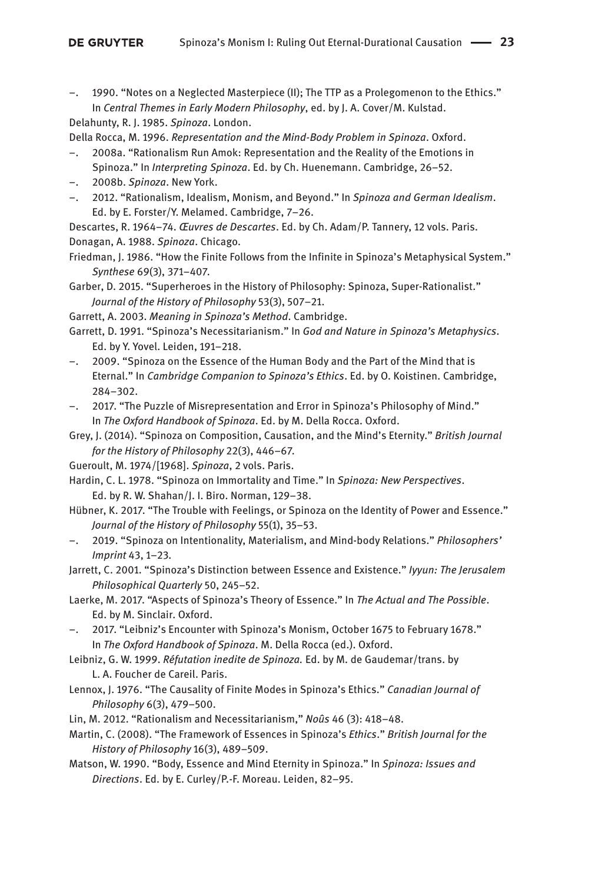–. 1990. "Notes on a Neglected Masterpiece (II); The TTP as a Prolegomenon to the Ethics." In *Central Themes in Early Modern Philosophy*, ed. by J. A. Cover/M. Kulstad.

Delahunty, R. J. 1985. *Spinoza*. London.

Della Rocca, M. 1996. *Representation and the Mind-Body Problem in Spinoza*. Oxford.

–. 2008a. "Rationalism Run Amok: Representation and the Reality of the Emotions in Spinoza." In *Interpreting Spinoza*. Ed. by Ch. Huenemann. Cambridge, 26–52.

–. 2008b. *Spinoza*. New York.

–. 2012. "Rationalism, Idealism, Monism, and Beyond." In *Spinoza and German Idealism*. Ed. by E. Forster/Y. Melamed. Cambridge, 7–26.

Descartes, R. 1964–74. *Œuvres de Descartes*. Ed. by Ch. Adam/P. Tannery, 12 vols. Paris.

Donagan, A. 1988. *Spinoza*. Chicago.

Friedman, J. 1986. "How the Finite Follows from the Infinite in Spinoza's Metaphysical System." *Synthese* 69(3), 371–407.

Garber, D. 2015. "Superheroes in the History of Philosophy: Spinoza, Super-Rationalist." *Journal of the History of Philosophy* 53(3), 507–21.

Garrett, A. 2003. *Meaning in Spinoza's Method*. Cambridge.

Garrett, D. 1991. "Spinoza's Necessitarianism." In *God and Nature in Spinoza's Metaphysics*. Ed. by Y. Yovel. Leiden, 191–218.

–. 2009. "Spinoza on the Essence of the Human Body and the Part of the Mind that is Eternal." In *Cambridge Companion to Spinoza's Ethics*. Ed. by O. Koistinen. Cambridge, 284–302.

–. 2017. "The Puzzle of Misrepresentation and Error in Spinoza's Philosophy of Mind." In *The Oxford Handbook of Spinoza*. Ed. by M. Della Rocca. Oxford.

Grey, J. (2014). "Spinoza on Composition, Causation, and the Mind's Eternity." *British Journal for the History of Philosophy* 22(3), 446–67.

Gueroult, M. 1974/[1968]. *Spinoza*, 2 vols. Paris.

Hardin, C. L. 1978. "Spinoza on Immortality and Time." In *Spinoza: New Perspectives*. Ed. by R. W. Shahan/J. I. Biro. Norman, 129–38.

Hübner, K. 2017. "The Trouble with Feelings, or Spinoza on the Identity of Power and Essence." *Journal of the History of Philosophy* 55(1), 35–53.

–. 2019. "Spinoza on Intentionality, Materialism, and Mind-body Relations." *Philosophers' Imprint* 43, 1–23.

Jarrett, C. 2001. "Spinoza's Distinction between Essence and Existence." *Iyyun: The Jerusalem Philosophical Quarterly* 50, 245–52.

Laerke, M. 2017. "Aspects of Spinoza's Theory of Essence." In *The Actual and The Possible*. Ed. by M. Sinclair. Oxford.

–. 2017. "Leibniz's Encounter with Spinoza's Monism, October 1675 to February 1678." In *The Oxford Handbook of Spinoza*. M. Della Rocca (ed.). Oxford.

Leibniz, G. W. 1999. *Réfutation inedite de Spinoza.* Ed. by M. de Gaudemar/trans. by L. A. Foucher de Careil. Paris.

Lennox, J. 1976. "The Causality of Finite Modes in Spinoza's Ethics." *Canadian Journal of Philosophy* 6(3), 479–500.

Lin, M. 2012. "Rationalism and Necessitarianism," *Noûs* 46 (3): 418–48.

Martin, C. (2008). "The Framework of Essences in Spinoza's *Ethics*." *British Journal for the History of Philosophy* 16(3), 489–509.

Matson, W. 1990. "Body, Essence and Mind Eternity in Spinoza." In *Spinoza: Issues and Directions*. Ed. by E. Curley/P.-F. Moreau. Leiden, 82–95.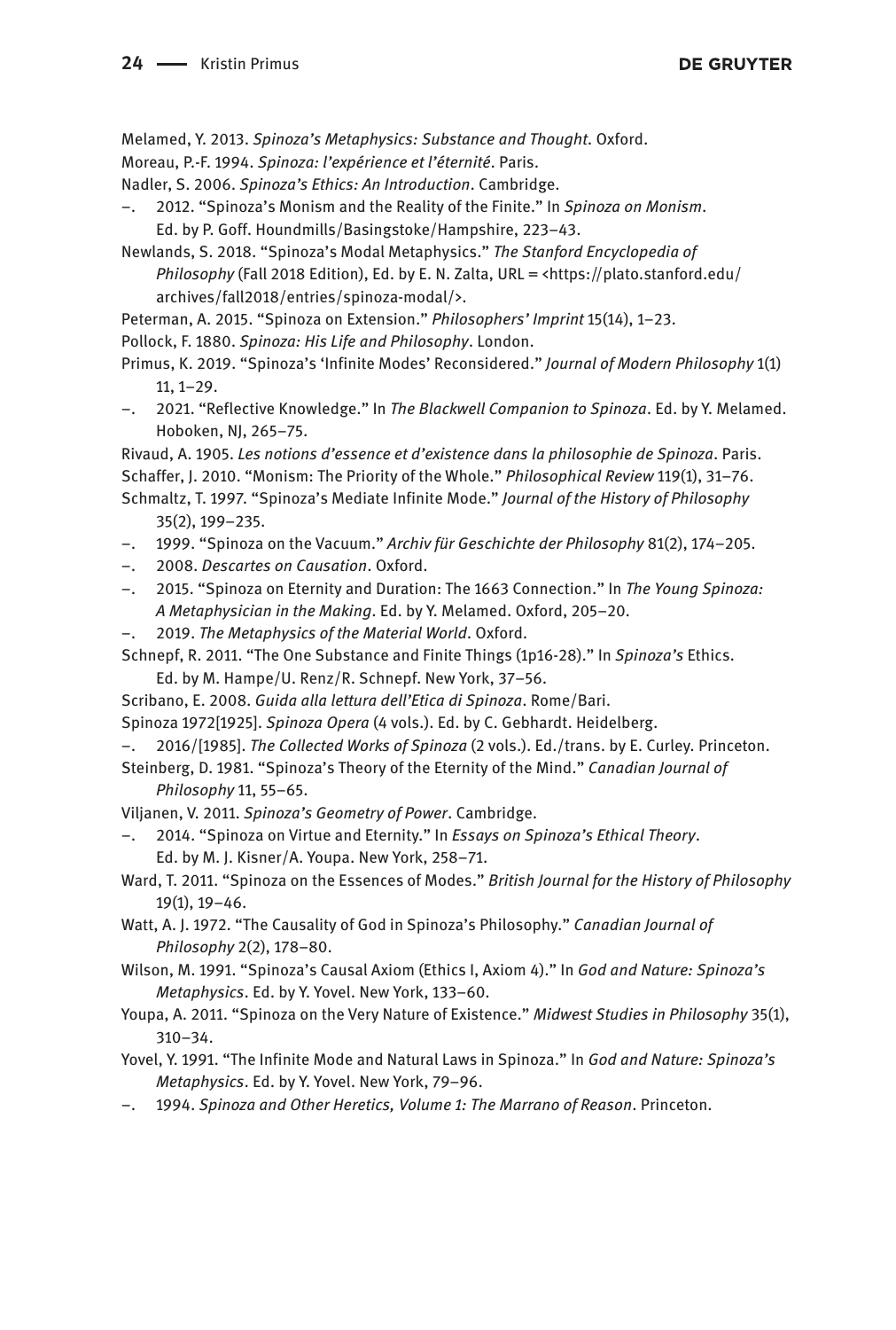Melamed, Y. 2013. *Spinoza's Metaphysics: Substance and Thought*. Oxford.

Moreau, P.-F. 1994. *Spinoza: l'expérience et l'éternité*. Paris.

Nadler, S. 2006. *Spinoza's Ethics: An Introduction*. Cambridge.

–. 2012. "Spinoza's Monism and the Reality of the Finite." In *Spinoza on Monism*. Ed. by P. Goff. Houndmills/Basingstoke/Hampshire, 223–43.

Newlands, S. 2018. "Spinoza's Modal Metaphysics." *The Stanford Encyclopedia of Philosophy* (Fall 2018 Edition), Ed. by E. N. Zalta, URL = <https://plato.stanford.edu/archives/fall2018/entries/spinoza-modal/>.

Peterman, A. 2015. "Spinoza on Extension." *Philosophers' Imprint* 15(14), 1–23.

Pollock, F. 1880. *Spinoza: His Life and Philosophy*. London.

Primus, K. 2019. "Spinoza's 'Infinite Modes' Reconsidered." *Journal of Modern Philosophy* 1(1) 11, 1–29.

–. 2021. "Reflective Knowledge." In *The Blackwell Companion to Spinoza*. Ed. by Y. Melamed. Hoboken, NJ, 265–75.

Rivaud, A. 1905. *Les notions d'essence et d'existence dans la philosophie de Spinoza*. Paris.

Schaffer, J. 2010. "Monism: The Priority of the Whole." *Philosophical Review* 119(1), 31–76.

Schmaltz, T. 1997. "Spinoza's Mediate Infinite Mode." *Journal of the History of Philosophy* 35(2), 199–235.

–. 1999. "Spinoza on the Vacuum." *Archiv für Geschichte der Philosophy* 81(2), 174–205.

–. 2008. *Descartes on Causation*. Oxford.

–. 2015. "Spinoza on Eternity and Duration: The 1663 Connection." In *The Young Spinoza: A Metaphysician in the Making*. Ed. by Y. Melamed. Oxford, 205–20.

–. 2019. *The Metaphysics of the Material World*. Oxford.

Schnepf, R. 2011. "The One Substance and Finite Things (1p16-28)." In *Spinoza's* Ethics. Ed. by M. Hampe/U. Renz/R. Schnepf. New York, 37–56.

Scribano, E. 2008. *Guida alla lettura dell'Etica di Spinoza*. Rome/Bari.

Spinoza 1972[1925]. *Spinoza Opera* (4 vols.). Ed. by C. Gebhardt. Heidelberg.

–. 2016/[1985]. *The Collected Works of Spinoza* (2 vols.). Ed./trans. by E. Curley. Princeton.

Steinberg, D. 1981. "Spinoza's Theory of the Eternity of the Mind." *Canadian Journal of Philosophy* 11, 55–65.

Viljanen, V. 2011. *Spinoza's Geometry of Power*. Cambridge.

–. 2014. "Spinoza on Virtue and Eternity." In *Essays on Spinoza's Ethical Theory*. Ed. by M. J. Kisner/A. Youpa. New York, 258–71.

Ward, T. 2011. "Spinoza on the Essences of Modes." *British Journal for the History of Philosophy* 19(1), 19–46.

Watt, A. J. 1972. "The Causality of God in Spinoza's Philosophy." *Canadian Journal of Philosophy* 2(2), 178–80.

Wilson, M. 1991. "Spinoza's Causal Axiom (Ethics I, Axiom 4)." In *God and Nature: Spinoza's Metaphysics*. Ed. by Y. Yovel. New York, 133–60.

Youpa, A. 2011. "Spinoza on the Very Nature of Existence." *Midwest Studies in Philosophy* 35(1), 310–34.

Yovel, Y. 1991. "The Infinite Mode and Natural Laws in Spinoza." In *God and Nature: Spinoza's Metaphysics*. Ed. by Y. Yovel. New York, 79–96.

–. 1994. *Spinoza and Other Heretics, Volume 1: The Marrano of Reason*. Princeton.